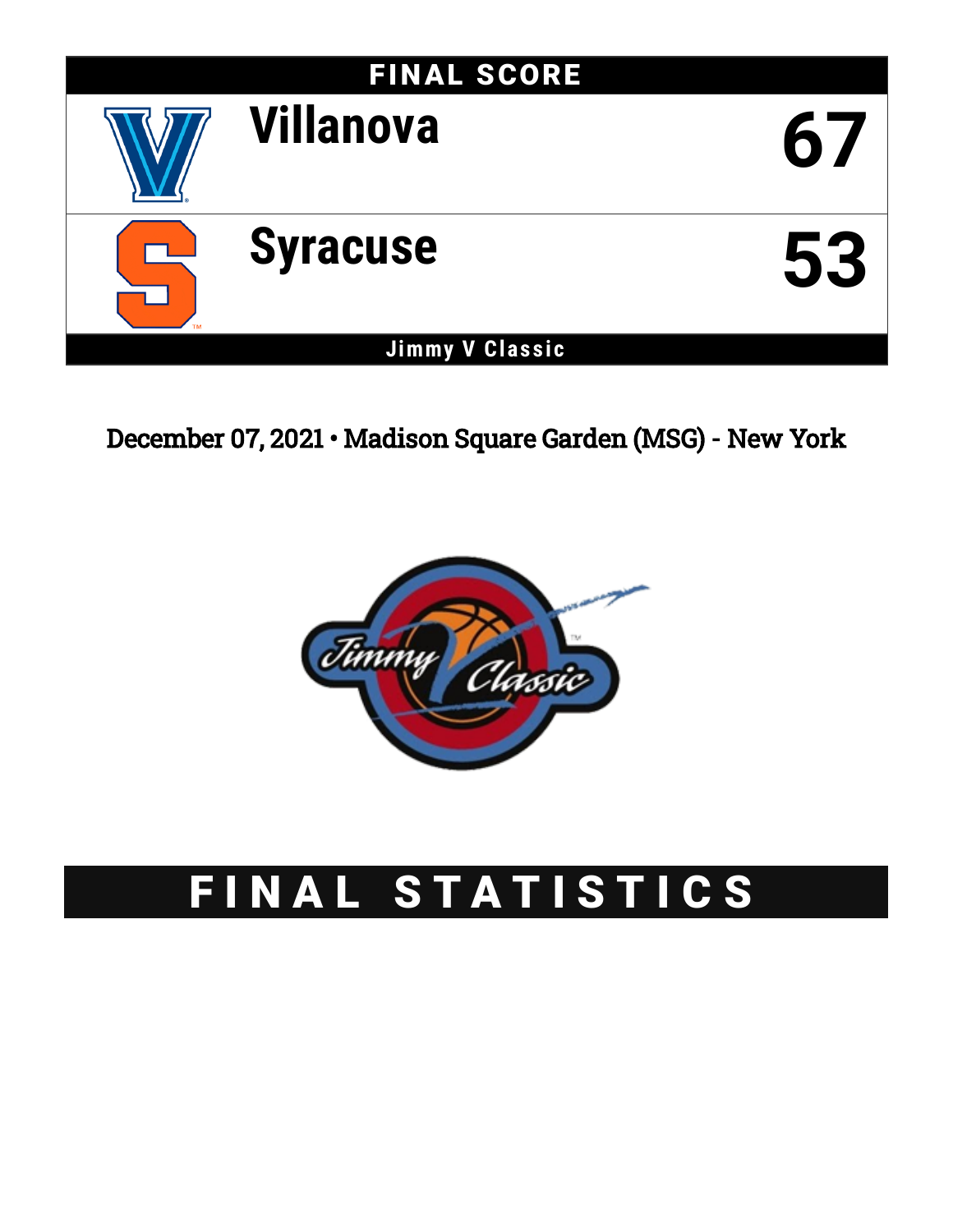## FINAL SCORE

| | |
|---|---|
| Villanova | 67 |
| Syracuse | 53 |

**Jimmy V Classic**

December 07, 2021 • Madison Square Garden (MSG) - New York

# FINAL STATISTICS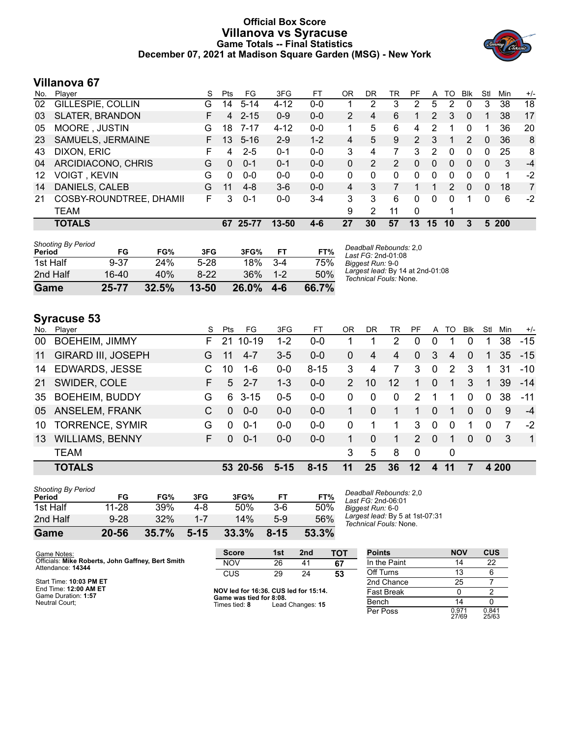# Official Box Score
## Villanova vs Syracuse
### Game Totals -- Final Statistics
### December 07, 2021 at Madison Square Garden (MSG) - New York

## Villanova 67

| No. | Player | S | Pts | FG | 3FG | FT | OR | DR | TR | PF | A | TO | Blk | Stl | Min | +/- |
|---|---|---|---|---|---|---|---|---|---|---|---|---|---|---|---|---|
| 02 | GILLESPIE, COLLIN | G | 14 | 5-14 | 4-12 | 0-0 | 1 | 2 | 3 | 2 | 5 | 2 | 0 | 3 | 38 | 18 |
| 03 | SLATER, BRANDON | F | 4 | 2-15 | 0-9 | 0-0 | 2 | 4 | 6 | 1 | 2 | 3 | 0 | 1 | 38 | 17 |
| 05 | MOORE , JUSTIN | G | 18 | 7-17 | 4-12 | 0-0 | 1 | 5 | 6 | 4 | 2 | 1 | 0 | 1 | 36 | 20 |
| 23 | SAMUELS, JERMAINE | F | 13 | 5-16 | 2-9 | 1-2 | 4 | 5 | 9 | 2 | 3 | 1 | 2 | 0 | 36 | 8 |
| 43 | DIXON, ERIC | F | 4 | 2-5 | 0-1 | 0-0 | 3 | 4 | 7 | 3 | 2 | 0 | 0 | 0 | 25 | 8 |
| 04 | ARCIDIACONO, CHRIS | G | 0 | 0-1 | 0-1 | 0-0 | 0 | 2 | 2 | 0 | 0 | 0 | 0 | 0 | 3 | -4 |
| 12 | VOIGT , KEVIN | G | 0 | 0-0 | 0-0 | 0-0 | 0 | 0 | 0 | 0 | 0 | 0 | 0 | 0 | 1 | -2 |
| 14 | DANIELS, CALEB | G | 11 | 4-8 | 3-6 | 0-0 | 4 | 3 | 7 | 1 | 1 | 2 | 0 | 0 | 18 | 7 |
| 21 | COSBY-ROUNDTREE, DHAMII | F | 3 | 0-1 | 0-0 | 3-4 | 3 | 3 | 6 | 0 | 0 | 0 | 1 | 0 | 6 | -2 |
| | TEAM | | | | | | 9 | 2 | 11 | 0 | | 1 | | | | |
| | **TOTALS** | | **67** | **25-77** | **13-50** | **4-6** | **27** | **30** | **57** | **13** | **15** | **10** | **3** | **5** | **200** | |

*Shooting By Period*

| Period | FG | FG% | 3FG | 3FG% | FT | FT% |
|---|---|---|---|---|---|---|
| 1st Half | 9-37 | 24% | 5-28 | 18% | 3-4 | 75% |
| 2nd Half | 16-40 | 40% | 8-22 | 36% | 1-2 | 50% |
| **Game** | **25-77** | **32.5%** | **13-50** | **26.0%** | **4-6** | **66.7%** |

*Deadball Rebounds:* 2,0
*Last FG:* 2nd-01:08
*Biggest Run:* 9-0
*Largest lead:* By 14 at 2nd-01:08
*Technical Fouls:* None.

## Syracuse 53

| No. | Player | S | Pts | FG | 3FG | FT | OR | DR | TR | PF | A | TO | Blk | Stl | Min | +/- |
|---|---|---|---|---|---|---|---|---|---|---|---|---|---|---|---|---|
| 00 | BOEHEIM, JIMMY | F | 21 | 10-19 | 1-2 | 0-0 | 1 | 1 | 2 | 0 | 0 | 1 | 0 | 1 | 38 | -15 |
| 11 | GIRARD III, JOSEPH | G | 11 | 4-7 | 3-5 | 0-0 | 0 | 4 | 4 | 0 | 3 | 4 | 0 | 1 | 35 | -15 |
| 14 | EDWARDS, JESSE | C | 10 | 1-6 | 0-0 | 8-15 | 3 | 4 | 7 | 3 | 0 | 2 | 3 | 1 | 31 | -10 |
| 21 | SWIDER, COLE | F | 5 | 2-7 | 1-3 | 0-0 | 2 | 10 | 12 | 1 | 0 | 1 | 3 | 1 | 39 | -14 |
| 35 | BOEHEIM, BUDDY | G | 6 | 3-15 | 0-5 | 0-0 | 0 | 0 | 0 | 2 | 1 | 1 | 0 | 0 | 38 | -11 |
| 05 | ANSELEM, FRANK | C | 0 | 0-0 | 0-0 | 0-0 | 1 | 0 | 1 | 1 | 0 | 1 | 0 | 0 | 9 | -4 |
| 10 | TORRENCE, SYMIR | G | 0 | 0-1 | 0-0 | 0-0 | 0 | 1 | 1 | 3 | 0 | 0 | 1 | 0 | 7 | -2 |
| 13 | WILLIAMS, BENNY | F | 0 | 0-1 | 0-0 | 0-0 | 1 | 0 | 1 | 2 | 0 | 1 | 0 | 0 | 3 | 1 |
| | TEAM | | | | | | 3 | 5 | 8 | 0 | | 0 | | | | |
| | **TOTALS** | | **53** | **20-56** | **5-15** | **8-15** | **11** | **25** | **36** | **12** | **4** | **11** | **7** | **4** | **200** | |

*Shooting By Period*

| Period | FG | FG% | 3FG | 3FG% | FT | FT% |
|---|---|---|---|---|---|---|
| 1st Half | 11-28 | 39% | 4-8 | 50% | 3-6 | 50% |
| 2nd Half | 9-28 | 32% | 1-7 | 14% | 5-9 | 56% |
| **Game** | **20-56** | **35.7%** | **5-15** | **33.3%** | **8-15** | **53.3%** |

*Deadball Rebounds:* 2,0
*Last FG:* 2nd-06:01
*Biggest Run:* 6-0
*Largest lead:* By 5 at 1st-07:31
*Technical Fouls:* None.

Game Notes:
Officials: **Mike Roberts, John Gaffney, Bert Smith**
Attendance: **14344**

Start Time: **10:03 PM ET**
End Time: **12:00 AM ET**
Game Duration: **1:57**
Neutral Court;

| Score | 1st | 2nd | TOT |
|---|---|---|---|
| NOV | 26 | 41 | **67** |
| CUS | 29 | 24 | **53** |

**NOV led for 16:36. CUS led for 15:14.**
**Game was tied for 8:08.**
Times tied: **8** Lead Changes: **15**

| Points | NOV | CUS |
|---|---|---|
| In the Paint | 14 | 22 |
| Off Turns | 13 | 6 |
| 2nd Chance | 25 | 7 |
| Fast Break | 0 | 2 |
| Bench | 14 | 0 |
| Per Poss | 0.971 27/69 | 0.841 25/63 |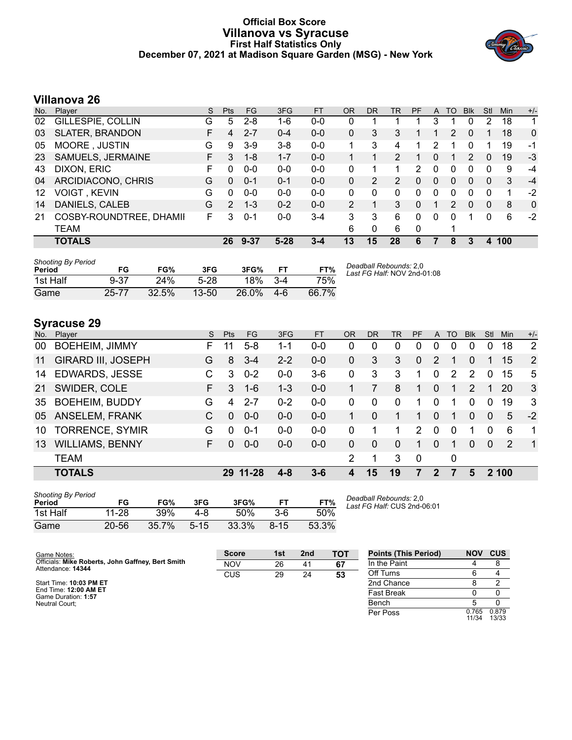# Official Box Score
## Villanova vs Syracuse
### First Half Statistics Only
### December 07, 2021 at Madison Square Garden (MSG) - New York

## Villanova 26

| No. | Player | S | Pts | FG | 3FG | FT | OR | DR | TR | PF | A | TO | Blk | Stl | Min | +/- |
|---|---|---|---|---|---|---|---|---|---|---|---|---|---|---|---|---|
| 02 | GILLESPIE, COLLIN | G | 5 | 2-8 | 1-6 | 0-0 | 0 | 1 | 1 | 1 | 3 | 1 | 0 | 2 | 18 | 1 |
| 03 | SLATER, BRANDON | F | 4 | 2-7 | 0-4 | 0-0 | 0 | 3 | 3 | 1 | 1 | 2 | 0 | 1 | 18 | 0 |
| 05 | MOORE , JUSTIN | G | 9 | 3-9 | 3-8 | 0-0 | 1 | 3 | 4 | 1 | 2 | 1 | 0 | 1 | 19 | -1 |
| 23 | SAMUELS, JERMAINE | F | 3 | 1-8 | 1-7 | 0-0 | 1 | 1 | 2 | 1 | 0 | 1 | 2 | 0 | 19 | -3 |
| 43 | DIXON, ERIC | F | 0 | 0-0 | 0-0 | 0-0 | 0 | 1 | 1 | 2 | 0 | 0 | 0 | 0 | 9 | -4 |
| 04 | ARCIDIACONO, CHRIS | G | 0 | 0-1 | 0-1 | 0-0 | 0 | 2 | 2 | 0 | 0 | 0 | 0 | 0 | 3 | -4 |
| 12 | VOIGT , KEVIN | G | 0 | 0-0 | 0-0 | 0-0 | 0 | 0 | 0 | 0 | 0 | 0 | 0 | 0 | 1 | -2 |
| 14 | DANIELS, CALEB | G | 2 | 1-3 | 0-2 | 0-0 | 2 | 1 | 3 | 0 | 1 | 2 | 0 | 0 | 8 | 0 |
| 21 | COSBY-ROUNDTREE, DHAMII | F | 3 | 0-1 | 0-0 | 3-4 | 3 | 3 | 6 | 0 | 0 | 0 | 1 | 0 | 6 | -2 |
| | TEAM | | | | | | 6 | 0 | 6 | 0 | | 1 | | | | |
| | **TOTALS** | | **26** | **9-37** | **5-28** | **3-4** | **13** | **15** | **28** | **6** | **7** | **8** | **3** | **4** | **100** | |

*Shooting By Period*

| Period | FG | FG% | 3FG | 3FG% | FT | FT% |
|---|---|---|---|---|---|---|
| 1st Half | 9-37 | 24% | 5-28 | 18% | 3-4 | 75% |
| Game | 25-77 | 32.5% | 13-50 | 26.0% | 4-6 | 66.7% |

*Deadball Rebounds:* 2,0
*Last FG Half:* NOV 2nd-01:08

## Syracuse 29

| No. | Player | S | Pts | FG | 3FG | FT | OR | DR | TR | PF | A | TO | Blk | Stl | Min | +/- |
|---|---|---|---|---|---|---|---|---|---|---|---|---|---|---|---|---|
| 00 | BOEHEIM, JIMMY | F | 11 | 5-8 | 1-1 | 0-0 | 0 | 0 | 0 | 0 | 0 | 0 | 0 | 0 | 18 | 2 |
| 11 | GIRARD III, JOSEPH | G | 8 | 3-4 | 2-2 | 0-0 | 0 | 3 | 3 | 0 | 2 | 1 | 0 | 1 | 15 | 2 |
| 14 | EDWARDS, JESSE | C | 3 | 0-2 | 0-0 | 3-6 | 0 | 3 | 3 | 1 | 0 | 2 | 2 | 0 | 15 | 5 |
| 21 | SWIDER, COLE | F | 3 | 1-6 | 1-3 | 0-0 | 1 | 7 | 8 | 1 | 0 | 1 | 2 | 1 | 20 | 3 |
| 35 | BOEHEIM, BUDDY | G | 4 | 2-7 | 0-2 | 0-0 | 0 | 0 | 0 | 1 | 0 | 1 | 0 | 0 | 19 | 3 |
| 05 | ANSELEM, FRANK | C | 0 | 0-0 | 0-0 | 0-0 | 1 | 0 | 1 | 1 | 0 | 1 | 0 | 0 | 5 | -2 |
| 10 | TORRENCE, SYMIR | G | 0 | 0-1 | 0-0 | 0-0 | 0 | 1 | 1 | 2 | 0 | 0 | 1 | 0 | 6 | 1 |
| 13 | WILLIAMS, BENNY | F | 0 | 0-0 | 0-0 | 0-0 | 0 | 0 | 0 | 1 | 0 | 1 | 0 | 0 | 2 | 1 |
| | TEAM | | | | | | 2 | 1 | 3 | 0 | | 0 | | | | |
| | **TOTALS** | | **29** | **11-28** | **4-8** | **3-6** | **4** | **15** | **19** | **7** | **2** | **7** | **5** | **2** | **100** | |

*Shooting By Period*

| Period | FG | FG% | 3FG | 3FG% | FT | FT% |
|---|---|---|---|---|---|---|
| 1st Half | 11-28 | 39% | 4-8 | 50% | 3-6 | 50% |
| Game | 20-56 | 35.7% | 5-15 | 33.3% | 8-15 | 53.3% |

*Deadball Rebounds:* 2,0
*Last FG Half:* CUS 2nd-06:01

Game Notes:
Officials: **Mike Roberts, John Gaffney, Bert Smith**
Attendance: **14344**

Start Time: **10:03 PM ET**
End Time: **12:00 AM ET**
Game Duration: **1:57**
Neutral Court;

| Score | 1st | 2nd | TOT |
|---|---|---|---|
| NOV | 26 | 41 | **67** |
| CUS | 29 | 24 | **53** |

| Points (This Period) | NOV | CUS |
|---|---|---|
| In the Paint | 4 | 8 |
| Off Turns | 6 | 4 |
| 2nd Chance | 8 | 2 |
| Fast Break | 0 | 0 |
| Bench | 5 | 0 |
| Per Poss | 0.765 11/34 | 0.879 13/33 |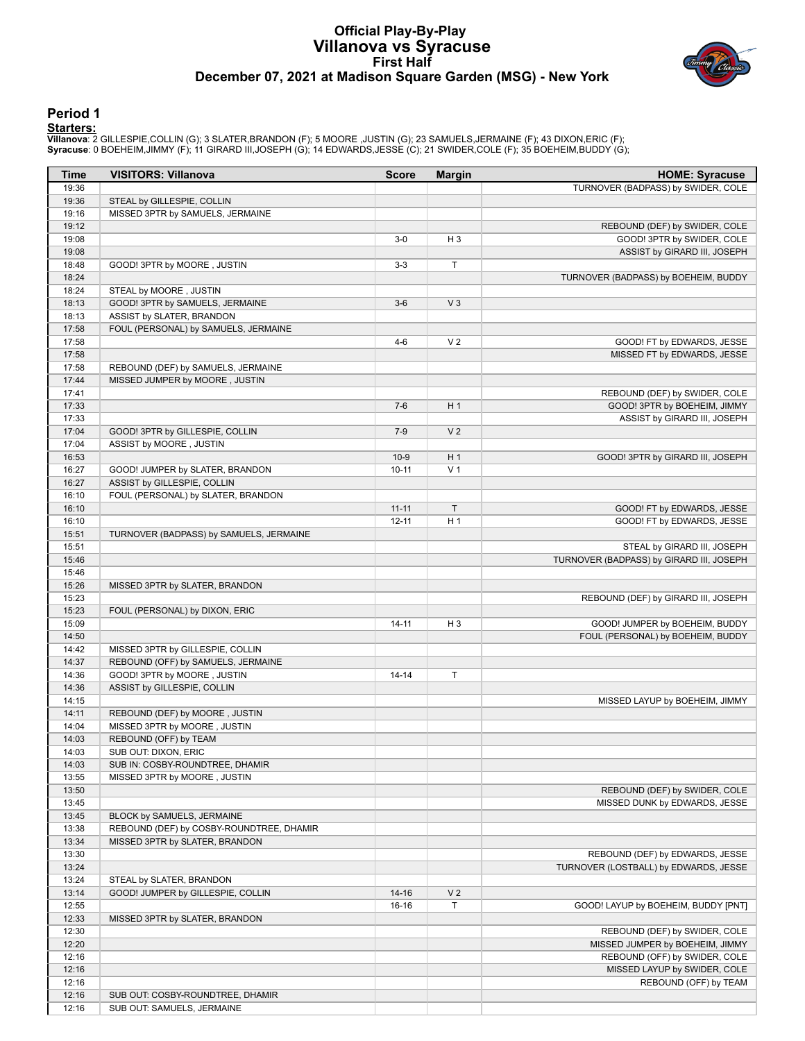# Official Play-By-Play
## Villanova vs Syracuse
### First Half
### December 07, 2021 at Madison Square Garden (MSG) - New York

## Period 1

**Starters:**

**Villanova**: 2 GILLESPIE,COLLIN (G); 3 SLATER,BRANDON (F); 5 MOORE ,JUSTIN (G); 23 SAMUELS,JERMAINE (F); 43 DIXON,ERIC (F);
**Syracuse**: 0 BOEHEIM,JIMMY (F); 11 GIRARD III,JOSEPH (G); 14 EDWARDS,JESSE (C); 21 SWIDER,COLE (F); 35 BOEHEIM,BUDDY (G);

| Time | VISITORS: Villanova | Score | Margin | HOME: Syracuse |
|---|---|---|---|---|
| 19:36 | | | | TURNOVER (BADPASS) by SWIDER, COLE |
| 19:36 | STEAL by GILLESPIE, COLLIN | | | |
| 19:16 | MISSED 3PTR by SAMUELS, JERMAINE | | | |
| 19:12 | | | | REBOUND (DEF) by SWIDER, COLE |
| 19:08 | | 3-0 | H 3 | GOOD! 3PTR by SWIDER, COLE |
| 19:08 | | | | ASSIST by GIRARD III, JOSEPH |
| 18:48 | GOOD! 3PTR by MOORE , JUSTIN | 3-3 | T | |
| 18:24 | | | | TURNOVER (BADPASS) by BOEHEIM, BUDDY |
| 18:24 | STEAL by MOORE , JUSTIN | | | |
| 18:13 | GOOD! 3PTR by SAMUELS, JERMAINE | 3-6 | V 3 | |
| 18:13 | ASSIST by SLATER, BRANDON | | | |
| 17:58 | FOUL (PERSONAL) by SAMUELS, JERMAINE | | | |
| 17:58 | | 4-6 | V 2 | GOOD! FT by EDWARDS, JESSE |
| 17:58 | | | | MISSED FT by EDWARDS, JESSE |
| 17:58 | REBOUND (DEF) by SAMUELS, JERMAINE | | | |
| 17:44 | MISSED JUMPER by MOORE , JUSTIN | | | |
| 17:41 | | | | REBOUND (DEF) by SWIDER, COLE |
| 17:33 | | 7-6 | H 1 | GOOD! 3PTR by BOEHEIM, JIMMY |
| 17:33 | | | | ASSIST by GIRARD III, JOSEPH |
| 17:04 | GOOD! 3PTR by GILLESPIE, COLLIN | 7-9 | V 2 | |
| 17:04 | ASSIST by MOORE , JUSTIN | | | |
| 16:53 | | 10-9 | H 1 | GOOD! 3PTR by GIRARD III, JOSEPH |
| 16:27 | GOOD! JUMPER by SLATER, BRANDON | 10-11 | V 1 | |
| 16:27 | ASSIST by GILLESPIE, COLLIN | | | |
| 16:10 | FOUL (PERSONAL) by SLATER, BRANDON | | | |
| 16:10 | | 11-11 | T | GOOD! FT by EDWARDS, JESSE |
| 16:10 | | 12-11 | H 1 | GOOD! FT by EDWARDS, JESSE |
| 15:51 | TURNOVER (BADPASS) by SAMUELS, JERMAINE | | | |
| 15:51 | | | | STEAL by GIRARD III, JOSEPH |
| 15:46 | | | | TURNOVER (BADPASS) by GIRARD III, JOSEPH |
| 15:46 | | | | |
| 15:26 | MISSED 3PTR by SLATER, BRANDON | | | |
| 15:23 | | | | REBOUND (DEF) by GIRARD III, JOSEPH |
| 15:23 | FOUL (PERSONAL) by DIXON, ERIC | | | |
| 15:09 | | 14-11 | H 3 | GOOD! JUMPER by BOEHEIM, BUDDY |
| 14:50 | | | | FOUL (PERSONAL) by BOEHEIM, BUDDY |
| 14:42 | MISSED 3PTR by GILLESPIE, COLLIN | | | |
| 14:37 | REBOUND (OFF) by SAMUELS, JERMAINE | | | |
| 14:36 | GOOD! 3PTR by MOORE , JUSTIN | 14-14 | T | |
| 14:36 | ASSIST by GILLESPIE, COLLIN | | | |
| 14:15 | | | | MISSED LAYUP by BOEHEIM, JIMMY |
| 14:11 | REBOUND (DEF) by MOORE , JUSTIN | | | |
| 14:04 | MISSED 3PTR by MOORE , JUSTIN | | | |
| 14:03 | REBOUND (OFF) by TEAM | | | |
| 14:03 | SUB OUT: DIXON, ERIC | | | |
| 14:03 | SUB IN: COSBY-ROUNDTREE, DHAMIR | | | |
| 13:55 | MISSED 3PTR by MOORE , JUSTIN | | | |
| 13:50 | | | | REBOUND (DEF) by SWIDER, COLE |
| 13:45 | | | | MISSED DUNK by EDWARDS, JESSE |
| 13:45 | BLOCK by SAMUELS, JERMAINE | | | |
| 13:38 | REBOUND (DEF) by COSBY-ROUNDTREE, DHAMIR | | | |
| 13:34 | MISSED 3PTR by SLATER, BRANDON | | | |
| 13:30 | | | | REBOUND (DEF) by EDWARDS, JESSE |
| 13:24 | | | | TURNOVER (LOSTBALL) by EDWARDS, JESSE |
| 13:24 | STEAL by SLATER, BRANDON | | | |
| 13:14 | GOOD! JUMPER by GILLESPIE, COLLIN | 14-16 | V 2 | |
| 12:55 | | 16-16 | T | GOOD! LAYUP by BOEHEIM, BUDDY [PNT] |
| 12:33 | MISSED 3PTR by SLATER, BRANDON | | | |
| 12:30 | | | | REBOUND (DEF) by SWIDER, COLE |
| 12:20 | | | | MISSED JUMPER by BOEHEIM, JIMMY |
| 12:16 | | | | REBOUND (OFF) by SWIDER, COLE |
| 12:16 | | | | MISSED LAYUP by SWIDER, COLE |
| 12:16 | | | | REBOUND (OFF) by TEAM |
| 12:16 | SUB OUT: COSBY-ROUNDTREE, DHAMIR | | | |
| 12:16 | SUB OUT: SAMUELS, JERMAINE | | | |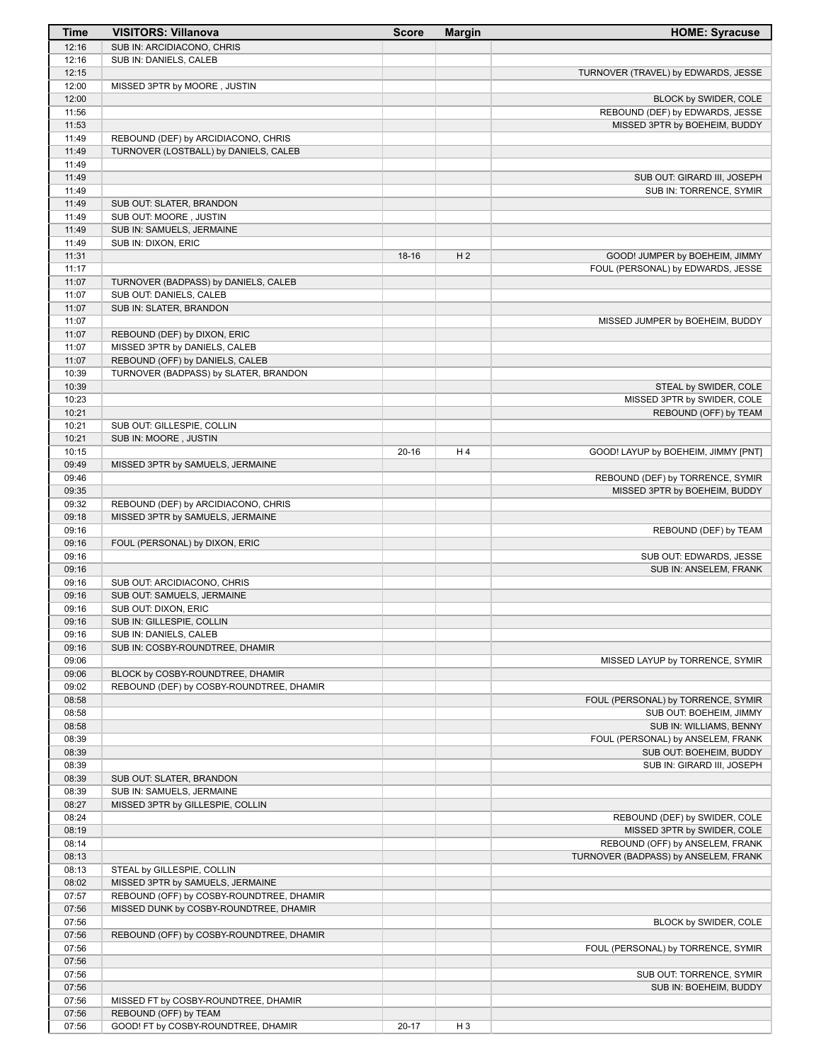| Time | VISITORS: Villanova | Score | Margin | HOME: Syracuse |
|---|---|---|---|---|
| 12:16 | SUB IN: ARCIDIACONO, CHRIS | | | |
| 12:16 | SUB IN: DANIELS, CALEB | | | |
| 12:15 | | | | TURNOVER (TRAVEL) by EDWARDS, JESSE |
| 12:00 | MISSED 3PTR by MOORE , JUSTIN | | | |
| 12:00 | | | | BLOCK by SWIDER, COLE |
| 11:56 | | | | REBOUND (DEF) by EDWARDS, JESSE |
| 11:53 | | | | MISSED 3PTR by BOEHEIM, BUDDY |
| 11:49 | REBOUND (DEF) by ARCIDIACONO, CHRIS | | | |
| 11:49 | TURNOVER (LOSTBALL) by DANIELS, CALEB | | | |
| 11:49 | | | | |
| 11:49 | | | | SUB OUT: GIRARD III, JOSEPH |
| 11:49 | | | | SUB IN: TORRENCE, SYMIR |
| 11:49 | SUB OUT: SLATER, BRANDON | | | |
| 11:49 | SUB OUT: MOORE , JUSTIN | | | |
| 11:49 | SUB IN: SAMUELS, JERMAINE | | | |
| 11:49 | SUB IN: DIXON, ERIC | | | |
| 11:31 | | 18-16 | H 2 | GOOD! JUMPER by BOEHEIM, JIMMY |
| 11:17 | | | | FOUL (PERSONAL) by EDWARDS, JESSE |
| 11:07 | TURNOVER (BADPASS) by DANIELS, CALEB | | | |
| 11:07 | SUB OUT: DANIELS, CALEB | | | |
| 11:07 | SUB IN: SLATER, BRANDON | | | |
| 11:07 | | | | MISSED JUMPER by BOEHEIM, BUDDY |
| 11:07 | REBOUND (DEF) by DIXON, ERIC | | | |
| 11:07 | MISSED 3PTR by DANIELS, CALEB | | | |
| 11:07 | REBOUND (OFF) by DANIELS, CALEB | | | |
| 10:39 | TURNOVER (BADPASS) by SLATER, BRANDON | | | |
| 10:39 | | | | STEAL by SWIDER, COLE |
| 10:23 | | | | MISSED 3PTR by SWIDER, COLE |
| 10:21 | | | | REBOUND (OFF) by TEAM |
| 10:21 | SUB OUT: GILLESPIE, COLLIN | | | |
| 10:21 | SUB IN: MOORE , JUSTIN | | | |
| 10:15 | | 20-16 | H 4 | GOOD! LAYUP by BOEHEIM, JIMMY [PNT] |
| 09:49 | MISSED 3PTR by SAMUELS, JERMAINE | | | |
| 09:46 | | | | REBOUND (DEF) by TORRENCE, SYMIR |
| 09:35 | | | | MISSED 3PTR by BOEHEIM, BUDDY |
| 09:32 | REBOUND (DEF) by ARCIDIACONO, CHRIS | | | |
| 09:18 | MISSED 3PTR by SAMUELS, JERMAINE | | | |
| 09:16 | | | | REBOUND (DEF) by TEAM |
| 09:16 | FOUL (PERSONAL) by DIXON, ERIC | | | |
| 09:16 | | | | SUB OUT: EDWARDS, JESSE |
| 09:16 | | | | SUB IN: ANSELEM, FRANK |
| 09:16 | SUB OUT: ARCIDIACONO, CHRIS | | | |
| 09:16 | SUB OUT: SAMUELS, JERMAINE | | | |
| 09:16 | SUB OUT: DIXON, ERIC | | | |
| 09:16 | SUB IN: GILLESPIE, COLLIN | | | |
| 09:16 | SUB IN: DANIELS, CALEB | | | |
| 09:16 | SUB IN: COSBY-ROUNDTREE, DHAMIR | | | |
| 09:06 | | | | MISSED LAYUP by TORRENCE, SYMIR |
| 09:06 | BLOCK by COSBY-ROUNDTREE, DHAMIR | | | |
| 09:02 | REBOUND (DEF) by COSBY-ROUNDTREE, DHAMIR | | | |
| 08:58 | | | | FOUL (PERSONAL) by TORRENCE, SYMIR |
| 08:58 | | | | SUB OUT: BOEHEIM, JIMMY |
| 08:58 | | | | SUB IN: WILLIAMS, BENNY |
| 08:39 | | | | FOUL (PERSONAL) by ANSELEM, FRANK |
| 08:39 | | | | SUB OUT: BOEHEIM, BUDDY |
| 08:39 | | | | SUB IN: GIRARD III, JOSEPH |
| 08:39 | SUB OUT: SLATER, BRANDON | | | |
| 08:39 | SUB IN: SAMUELS, JERMAINE | | | |
| 08:27 | MISSED 3PTR by GILLESPIE, COLLIN | | | |
| 08:24 | | | | REBOUND (DEF) by SWIDER, COLE |
| 08:19 | | | | MISSED 3PTR by SWIDER, COLE |
| 08:14 | | | | REBOUND (OFF) by ANSELEM, FRANK |
| 08:13 | | | | TURNOVER (BADPASS) by ANSELEM, FRANK |
| 08:13 | STEAL by GILLESPIE, COLLIN | | | |
| 08:02 | MISSED 3PTR by SAMUELS, JERMAINE | | | |
| 07:57 | REBOUND (OFF) by COSBY-ROUNDTREE, DHAMIR | | | |
| 07:56 | MISSED DUNK by COSBY-ROUNDTREE, DHAMIR | | | |
| 07:56 | | | | BLOCK by SWIDER, COLE |
| 07:56 | REBOUND (OFF) by COSBY-ROUNDTREE, DHAMIR | | | |
| 07:56 | | | | FOUL (PERSONAL) by TORRENCE, SYMIR |
| 07:56 | | | | |
| 07:56 | | | | SUB OUT: TORRENCE, SYMIR |
| 07:56 | | | | SUB IN: BOEHEIM, BUDDY |
| 07:56 | MISSED FT by COSBY-ROUNDTREE, DHAMIR | | | |
| 07:56 | REBOUND (OFF) by TEAM | | | |
| 07:56 | GOOD! FT by COSBY-ROUNDTREE, DHAMIR | 20-17 | H 3 | |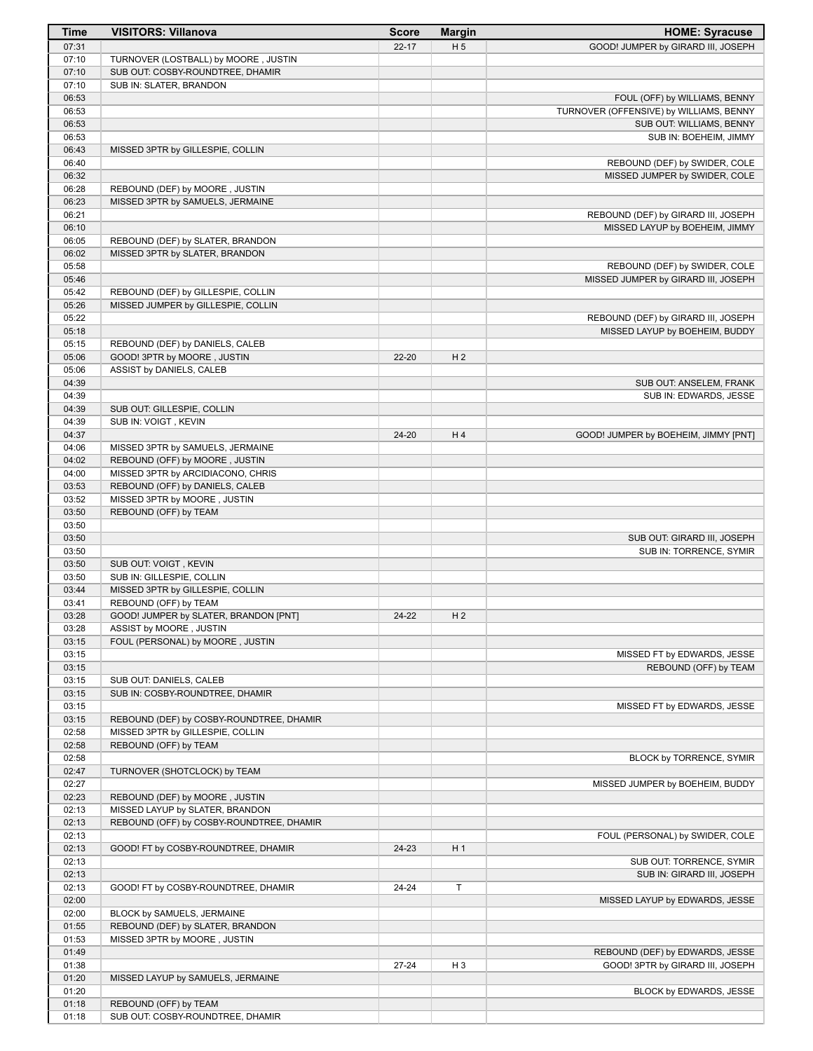| Time | VISITORS: Villanova | Score | Margin | HOME: Syracuse |
| --- | --- | --- | --- | --- |
| 07:31 | | 22-17 | H 5 | GOOD! JUMPER by GIRARD III, JOSEPH |
| 07:10 | TURNOVER (LOSTBALL) by MOORE , JUSTIN | | | |
| 07:10 | SUB OUT: COSBY-ROUNDTREE, DHAMIR | | | |
| 07:10 | SUB IN: SLATER, BRANDON | | | |
| 06:53 | | | | FOUL (OFF) by WILLIAMS, BENNY |
| 06:53 | | | | TURNOVER (OFFENSIVE) by WILLIAMS, BENNY |
| 06:53 | | | | SUB OUT: WILLIAMS, BENNY |
| 06:53 | | | | SUB IN: BOEHEIM, JIMMY |
| 06:43 | MISSED 3PTR by GILLESPIE, COLLIN | | | |
| 06:40 | | | | REBOUND (DEF) by SWIDER, COLE |
| 06:32 | | | | MISSED JUMPER by SWIDER, COLE |
| 06:28 | REBOUND (DEF) by MOORE , JUSTIN | | | |
| 06:23 | MISSED 3PTR by SAMUELS, JERMAINE | | | |
| 06:21 | | | | REBOUND (DEF) by GIRARD III, JOSEPH |
| 06:10 | | | | MISSED LAYUP by BOEHEIM, JIMMY |
| 06:05 | REBOUND (DEF) by SLATER, BRANDON | | | |
| 06:02 | MISSED 3PTR by SLATER, BRANDON | | | |
| 05:58 | | | | REBOUND (DEF) by SWIDER, COLE |
| 05:46 | | | | MISSED JUMPER by GIRARD III, JOSEPH |
| 05:42 | REBOUND (DEF) by GILLESPIE, COLLIN | | | |
| 05:26 | MISSED JUMPER by GILLESPIE, COLLIN | | | |
| 05:22 | | | | REBOUND (DEF) by GIRARD III, JOSEPH |
| 05:18 | | | | MISSED LAYUP by BOEHEIM, BUDDY |
| 05:15 | REBOUND (DEF) by DANIELS, CALEB | | | |
| 05:06 | GOOD! 3PTR by MOORE , JUSTIN | 22-20 | H 2 | |
| 05:06 | ASSIST by DANIELS, CALEB | | | |
| 04:39 | | | | SUB OUT: ANSELEM, FRANK |
| 04:39 | | | | SUB IN: EDWARDS, JESSE |
| 04:39 | SUB OUT: GILLESPIE, COLLIN | | | |
| 04:39 | SUB IN: VOIGT , KEVIN | | | |
| 04:37 | | 24-20 | H 4 | GOOD! JUMPER by BOEHEIM, JIMMY [PNT] |
| 04:06 | MISSED 3PTR by SAMUELS, JERMAINE | | | |
| 04:02 | REBOUND (OFF) by MOORE , JUSTIN | | | |
| 04:00 | MISSED 3PTR by ARCIDIACONO, CHRIS | | | |
| 03:53 | REBOUND (OFF) by DANIELS, CALEB | | | |
| 03:52 | MISSED 3PTR by MOORE , JUSTIN | | | |
| 03:50 | REBOUND (OFF) by TEAM | | | |
| 03:50 | | | | |
| 03:50 | | | | SUB OUT: GIRARD III, JOSEPH |
| 03:50 | | | | SUB IN: TORRENCE, SYMIR |
| 03:50 | SUB OUT: VOIGT , KEVIN | | | |
| 03:50 | SUB IN: GILLESPIE, COLLIN | | | |
| 03:44 | MISSED 3PTR by GILLESPIE, COLLIN | | | |
| 03:41 | REBOUND (OFF) by TEAM | | | |
| 03:28 | GOOD! JUMPER by SLATER, BRANDON [PNT] | 24-22 | H 2 | |
| 03:28 | ASSIST by MOORE , JUSTIN | | | |
| 03:15 | FOUL (PERSONAL) by MOORE , JUSTIN | | | |
| 03:15 | | | | MISSED FT by EDWARDS, JESSE |
| 03:15 | | | | REBOUND (OFF) by TEAM |
| 03:15 | SUB OUT: DANIELS, CALEB | | | |
| 03:15 | SUB IN: COSBY-ROUNDTREE, DHAMIR | | | |
| 03:15 | | | | MISSED FT by EDWARDS, JESSE |
| 03:15 | REBOUND (DEF) by COSBY-ROUNDTREE, DHAMIR | | | |
| 02:58 | MISSED 3PTR by GILLESPIE, COLLIN | | | |
| 02:58 | REBOUND (OFF) by TEAM | | | |
| 02:58 | | | | BLOCK by TORRENCE, SYMIR |
| 02:47 | TURNOVER (SHOTCLOCK) by TEAM | | | |
| 02:27 | | | | MISSED JUMPER by BOEHEIM, BUDDY |
| 02:23 | REBOUND (DEF) by MOORE , JUSTIN | | | |
| 02:13 | MISSED LAYUP by SLATER, BRANDON | | | |
| 02:13 | REBOUND (OFF) by COSBY-ROUNDTREE, DHAMIR | | | |
| 02:13 | | | | FOUL (PERSONAL) by SWIDER, COLE |
| 02:13 | GOOD! FT by COSBY-ROUNDTREE, DHAMIR | 24-23 | H 1 | |
| 02:13 | | | | SUB OUT: TORRENCE, SYMIR |
| 02:13 | | | | SUB IN: GIRARD III, JOSEPH |
| 02:13 | GOOD! FT by COSBY-ROUNDTREE, DHAMIR | 24-24 | T | |
| 02:00 | | | | MISSED LAYUP by EDWARDS, JESSE |
| 02:00 | BLOCK by SAMUELS, JERMAINE | | | |
| 01:55 | REBOUND (DEF) by SLATER, BRANDON | | | |
| 01:53 | MISSED 3PTR by MOORE , JUSTIN | | | |
| 01:49 | | | | REBOUND (DEF) by EDWARDS, JESSE |
| 01:38 | | 27-24 | H 3 | GOOD! 3PTR by GIRARD III, JOSEPH |
| 01:20 | MISSED LAYUP by SAMUELS, JERMAINE | | | |
| 01:20 | | | | BLOCK by EDWARDS, JESSE |
| 01:18 | REBOUND (OFF) by TEAM | | | |
| 01:18 | SUB OUT: COSBY-ROUNDTREE, DHAMIR | | | |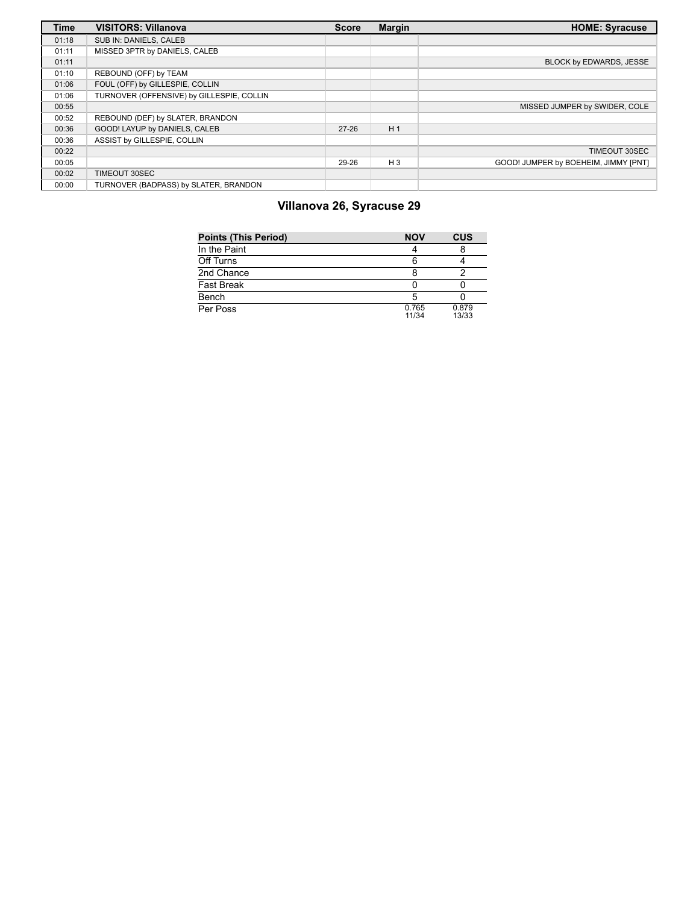| Time | VISITORS: Villanova | Score | Margin | HOME: Syracuse |
|---|---|---|---|---|
| 01:18 | SUB IN: DANIELS, CALEB | | | |
| 01:11 | MISSED 3PTR by DANIELS, CALEB | | | |
| 01:11 | | | | BLOCK by EDWARDS, JESSE |
| 01:10 | REBOUND (OFF) by TEAM | | | |
| 01:06 | FOUL (OFF) by GILLESPIE, COLLIN | | | |
| 01:06 | TURNOVER (OFFENSIVE) by GILLESPIE, COLLIN | | | |
| 00:55 | | | | MISSED JUMPER by SWIDER, COLE |
| 00:52 | REBOUND (DEF) by SLATER, BRANDON | | | |
| 00:36 | GOOD! LAYUP by DANIELS, CALEB | 27-26 | H 1 | |
| 00:36 | ASSIST by GILLESPIE, COLLIN | | | |
| 00:22 | | | | TIMEOUT 30SEC |
| 00:05 | | 29-26 | H 3 | GOOD! JUMPER by BOEHEIM, JIMMY [PNT] |
| 00:02 | TIMEOUT 30SEC | | | |
| 00:00 | TURNOVER (BADPASS) by SLATER, BRANDON | | | |

## Villanova 26, Syracuse 29

| Points (This Period) | NOV | CUS |
|---|---|---|
| In the Paint | 4 | 8 |
| Off Turns | 6 | 4 |
| 2nd Chance | 8 | 2 |
| Fast Break | 0 | 0 |
| Bench | 5 | 0 |
| Per Poss | 0.765 11/34 | 0.879 13/33 |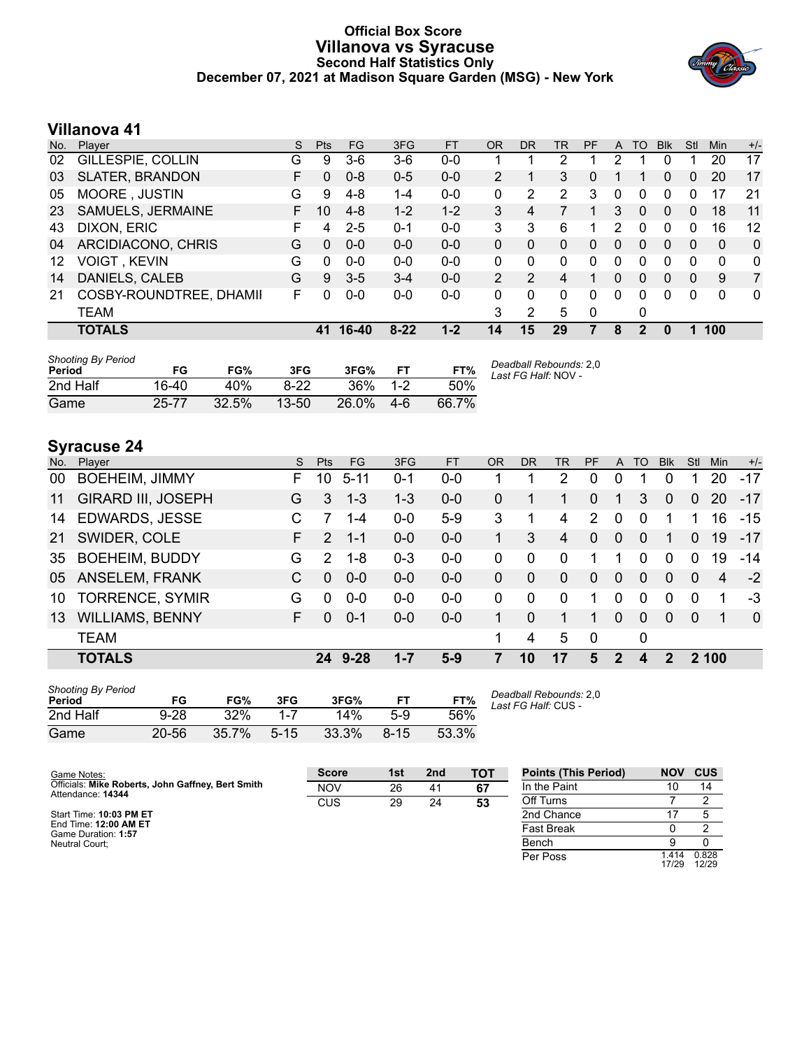# Official Box Score
# Villanova vs Syracuse
## Second Half Statistics Only
### December 07, 2021 at Madison Square Garden (MSG) - New York

## Villanova 41

| No. | Player | S | Pts | FG | 3FG | FT | OR | DR | TR | PF | A | TO | Blk | Stl | Min | +/- |
|---|---|---|---|---|---|---|---|---|---|---|---|---|---|---|---|---|
| 02 | GILLESPIE, COLLIN | G | 9 | 3-6 | 3-6 | 0-0 | 1 | 1 | 2 | 1 | 2 | 1 | 0 | 1 | 20 | 17 |
| 03 | SLATER, BRANDON | F | 0 | 0-8 | 0-5 | 0-0 | 2 | 1 | 3 | 0 | 1 | 1 | 0 | 0 | 20 | 17 |
| 05 | MOORE , JUSTIN | G | 9 | 4-8 | 1-4 | 0-0 | 0 | 2 | 2 | 3 | 0 | 0 | 0 | 0 | 17 | 21 |
| 23 | SAMUELS, JERMAINE | F | 10 | 4-8 | 1-2 | 1-2 | 3 | 4 | 7 | 1 | 3 | 0 | 0 | 0 | 18 | 11 |
| 43 | DIXON, ERIC | F | 4 | 2-5 | 0-1 | 0-0 | 3 | 3 | 6 | 1 | 2 | 0 | 0 | 0 | 16 | 12 |
| 04 | ARCIDIACONO, CHRIS | G | 0 | 0-0 | 0-0 | 0-0 | 0 | 0 | 0 | 0 | 0 | 0 | 0 | 0 | 0 | 0 |
| 12 | VOIGT , KEVIN | G | 0 | 0-0 | 0-0 | 0-0 | 0 | 0 | 0 | 0 | 0 | 0 | 0 | 0 | 0 | 0 |
| 14 | DANIELS, CALEB | G | 9 | 3-5 | 3-4 | 0-0 | 2 | 2 | 4 | 1 | 0 | 0 | 0 | 0 | 9 | 7 |
| 21 | COSBY-ROUNDTREE, DHAMIR | F | 0 | 0-0 | 0-0 | 0-0 | 0 | 0 | 0 | 0 | 0 | 0 | 0 | 0 | 0 | 0 |
| | TEAM | | | | | | 3 | 2 | 5 | 0 | | 0 | | | | |
| | **TOTALS** | | **41** | **16-40** | **8-22** | **1-2** | **14** | **15** | **29** | **7** | **8** | **2** | **0** | **1** | **100** | |

*Shooting By Period*

| Period | FG | FG% | 3FG | 3FG% | FT | FT% |
|---|---|---|---|---|---|---|
| 2nd Half | 16-40 | 40% | 8-22 | 36% | 1-2 | 50% |
| Game | 25-77 | 32.5% | 13-50 | 26.0% | 4-6 | 66.7% |

*Deadball Rebounds:* 2,0
*Last FG Half:* NOV -

## Syracuse 24

| No. | Player | S | Pts | FG | 3FG | FT | OR | DR | TR | PF | A | TO | Blk | Stl | Min | +/- |
|---|---|---|---|---|---|---|---|---|---|---|---|---|---|---|---|---|
| 00 | BOEHEIM, JIMMY | F | 10 | 5-11 | 0-1 | 0-0 | 1 | 1 | 2 | 0 | 0 | 1 | 0 | 1 | 20 | -17 |
| 11 | GIRARD III, JOSEPH | G | 3 | 1-3 | 1-3 | 0-0 | 0 | 1 | 1 | 0 | 1 | 3 | 0 | 0 | 20 | -17 |
| 14 | EDWARDS, JESSE | C | 7 | 1-4 | 0-0 | 5-9 | 3 | 1 | 4 | 2 | 0 | 0 | 1 | 1 | 16 | -15 |
| 21 | SWIDER, COLE | F | 2 | 1-1 | 0-0 | 0-0 | 1 | 3 | 4 | 0 | 0 | 0 | 1 | 0 | 19 | -17 |
| 35 | BOEHEIM, BUDDY | G | 2 | 1-8 | 0-3 | 0-0 | 0 | 0 | 0 | 1 | 1 | 0 | 0 | 0 | 19 | -14 |
| 05 | ANSELEM, FRANK | C | 0 | 0-0 | 0-0 | 0-0 | 0 | 0 | 0 | 0 | 0 | 0 | 0 | 0 | 4 | -2 |
| 10 | TORRENCE, SYMIR | G | 0 | 0-0 | 0-0 | 0-0 | 0 | 0 | 0 | 1 | 0 | 0 | 0 | 0 | 1 | -3 |
| 13 | WILLIAMS, BENNY | F | 0 | 0-1 | 0-0 | 0-0 | 1 | 0 | 1 | 1 | 0 | 0 | 0 | 0 | 1 | 0 |
| | TEAM | | | | | | 1 | 4 | 5 | 0 | | 0 | | | | |
| | **TOTALS** | | **24** | **9-28** | **1-7** | **5-9** | **7** | **10** | **17** | **5** | **2** | **4** | **2** | **2** | **100** | |

*Shooting By Period*

| Period | FG | FG% | 3FG | 3FG% | FT | FT% |
|---|---|---|---|---|---|---|
| 2nd Half | 9-28 | 32% | 1-7 | 14% | 5-9 | 56% |
| Game | 20-56 | 35.7% | 5-15 | 33.3% | 8-15 | 53.3% |

*Deadball Rebounds:* 2,0
*Last FG Half:* CUS -

Game Notes:
Officials: **Mike Roberts, John Gaffney, Bert Smith**
Attendance: **14344**

Start Time: **10:03 PM ET**
End Time: **12:00 AM ET**
Game Duration: **1:57**
Neutral Court;

| Score | 1st | 2nd | TOT |
|---|---|---|---|
| NOV | 26 | 41 | **67** |
| CUS | 29 | 24 | **53** |

| Points (This Period) | NOV | CUS |
|---|---|---|
| In the Paint | 10 | 14 |
| Off Turns | 7 | 2 |
| 2nd Chance | 17 | 5 |
| Fast Break | 0 | 2 |
| Bench | 9 | 0 |
| Per Poss | 1.414 17/29 | 0.828 12/29 |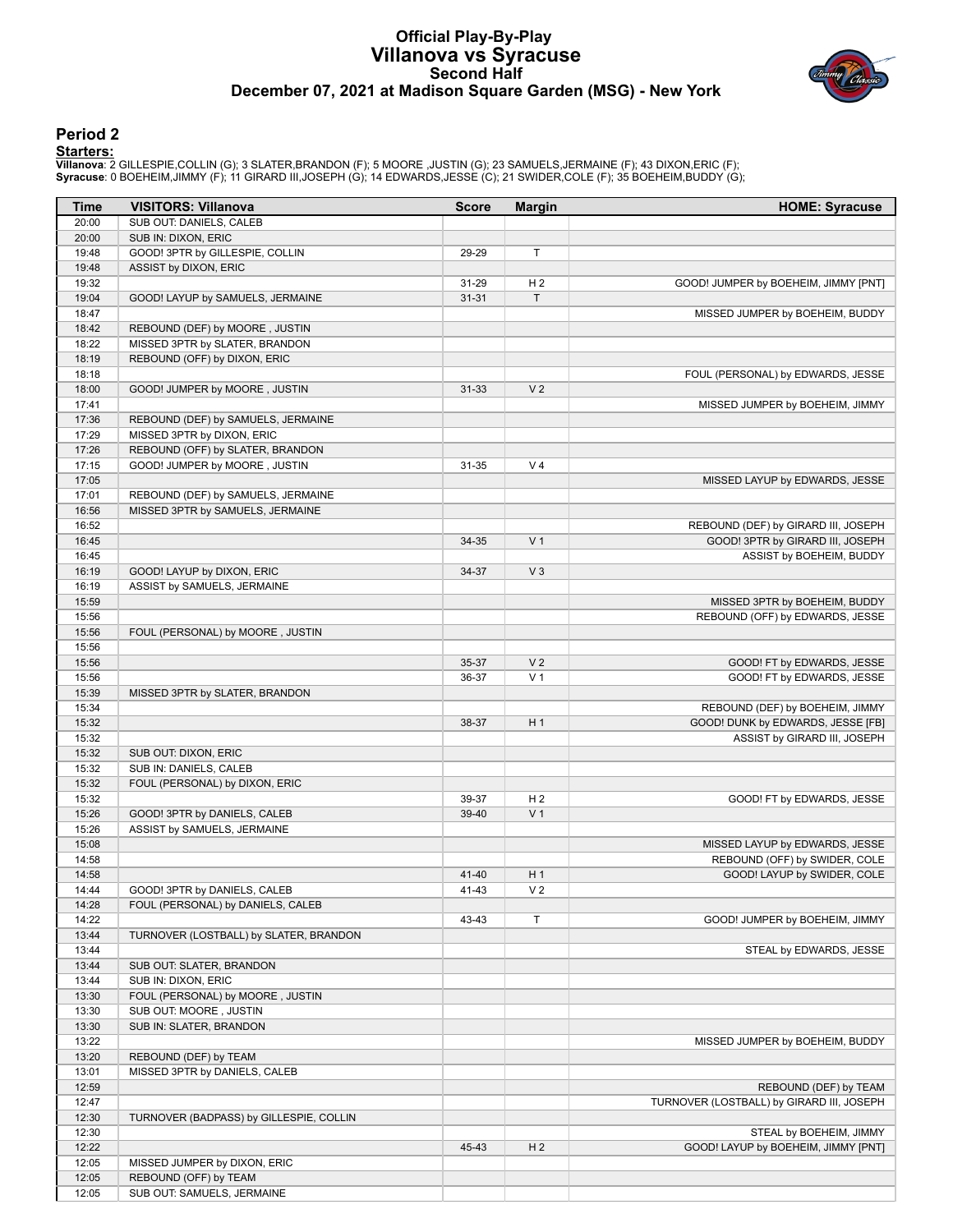# Official Play-By-Play
## Villanova vs Syracuse
### Second Half
### December 07, 2021 at Madison Square Garden (MSG) - New York

## Period 2

**Starters:**

**Villanova**: 2 GILLESPIE,COLLIN (G); 3 SLATER,BRANDON (F); 5 MOORE ,JUSTIN (G); 23 SAMUELS,JERMAINE (F); 43 DIXON,ERIC (F);
**Syracuse**: 0 BOEHEIM,JIMMY (F); 11 GIRARD III,JOSEPH (G); 14 EDWARDS,JESSE (C); 21 SWIDER,COLE (F); 35 BOEHEIM,BUDDY (G);

| Time | VISITORS: Villanova | Score | Margin | HOME: Syracuse |
|---|---|---|---|---|
| 20:00 | SUB OUT: DANIELS, CALEB | | | |
| 20:00 | SUB IN: DIXON, ERIC | | | |
| 19:48 | GOOD! 3PTR by GILLESPIE, COLLIN | 29-29 | T | |
| 19:48 | ASSIST by DIXON, ERIC | | | |
| 19:32 | | 31-29 | H 2 | GOOD! JUMPER by BOEHEIM, JIMMY [PNT] |
| 19:04 | GOOD! LAYUP by SAMUELS, JERMAINE | 31-31 | T | |
| 18:47 | | | | MISSED JUMPER by BOEHEIM, BUDDY |
| 18:42 | REBOUND (DEF) by MOORE , JUSTIN | | | |
| 18:22 | MISSED 3PTR by SLATER, BRANDON | | | |
| 18:19 | REBOUND (OFF) by DIXON, ERIC | | | |
| 18:18 | | | | FOUL (PERSONAL) by EDWARDS, JESSE |
| 18:00 | GOOD! JUMPER by MOORE , JUSTIN | 31-33 | V 2 | |
| 17:41 | | | | MISSED JUMPER by BOEHEIM, JIMMY |
| 17:36 | REBOUND (DEF) by SAMUELS, JERMAINE | | | |
| 17:29 | MISSED 3PTR by DIXON, ERIC | | | |
| 17:26 | REBOUND (OFF) by SLATER, BRANDON | | | |
| 17:15 | GOOD! JUMPER by MOORE , JUSTIN | 31-35 | V 4 | |
| 17:05 | | | | MISSED LAYUP by EDWARDS, JESSE |
| 17:01 | REBOUND (DEF) by SAMUELS, JERMAINE | | | |
| 16:56 | MISSED 3PTR by SAMUELS, JERMAINE | | | |
| 16:52 | | | | REBOUND (DEF) by GIRARD III, JOSEPH |
| 16:45 | | 34-35 | V 1 | GOOD! 3PTR by GIRARD III, JOSEPH |
| 16:45 | | | | ASSIST by BOEHEIM, BUDDY |
| 16:19 | GOOD! LAYUP by DIXON, ERIC | 34-37 | V 3 | |
| 16:19 | ASSIST by SAMUELS, JERMAINE | | | |
| 15:59 | | | | MISSED 3PTR by BOEHEIM, BUDDY |
| 15:56 | | | | REBOUND (OFF) by EDWARDS, JESSE |
| 15:56 | FOUL (PERSONAL) by MOORE , JUSTIN | | | |
| 15:56 | | | | |
| 15:56 | | 35-37 | V 2 | GOOD! FT by EDWARDS, JESSE |
| 15:56 | | 36-37 | V 1 | GOOD! FT by EDWARDS, JESSE |
| 15:39 | MISSED 3PTR by SLATER, BRANDON | | | |
| 15:34 | | | | REBOUND (DEF) by BOEHEIM, JIMMY |
| 15:32 | | 38-37 | H 1 | GOOD! DUNK by EDWARDS, JESSE [FB] |
| 15:32 | | | | ASSIST by GIRARD III, JOSEPH |
| 15:32 | SUB OUT: DIXON, ERIC | | | |
| 15:32 | SUB IN: DANIELS, CALEB | | | |
| 15:32 | FOUL (PERSONAL) by DIXON, ERIC | | | |
| 15:32 | | 39-37 | H 2 | GOOD! FT by EDWARDS, JESSE |
| 15:26 | GOOD! 3PTR by DANIELS, CALEB | 39-40 | V 1 | |
| 15:26 | ASSIST by SAMUELS, JERMAINE | | | |
| 15:08 | | | | MISSED LAYUP by EDWARDS, JESSE |
| 14:58 | | | | REBOUND (OFF) by SWIDER, COLE |
| 14:58 | | 41-40 | H 1 | GOOD! LAYUP by SWIDER, COLE |
| 14:44 | GOOD! 3PTR by DANIELS, CALEB | 41-43 | V 2 | |
| 14:28 | FOUL (PERSONAL) by DANIELS, CALEB | | | |
| 14:22 | | 43-43 | T | GOOD! JUMPER by BOEHEIM, JIMMY |
| 13:44 | TURNOVER (LOSTBALL) by SLATER, BRANDON | | | |
| 13:44 | | | | STEAL by EDWARDS, JESSE |
| 13:44 | SUB OUT: SLATER, BRANDON | | | |
| 13:44 | SUB IN: DIXON, ERIC | | | |
| 13:30 | FOUL (PERSONAL) by MOORE , JUSTIN | | | |
| 13:30 | SUB OUT: MOORE , JUSTIN | | | |
| 13:30 | SUB IN: SLATER, BRANDON | | | |
| 13:22 | | | | MISSED JUMPER by BOEHEIM, BUDDY |
| 13:20 | REBOUND (DEF) by TEAM | | | |
| 13:01 | MISSED 3PTR by DANIELS, CALEB | | | |
| 12:59 | | | | REBOUND (DEF) by TEAM |
| 12:47 | | | | TURNOVER (LOSTBALL) by GIRARD III, JOSEPH |
| 12:30 | TURNOVER (BADPASS) by GILLESPIE, COLLIN | | | |
| 12:30 | | | | STEAL by BOEHEIM, JIMMY |
| 12:22 | | 45-43 | H 2 | GOOD! LAYUP by BOEHEIM, JIMMY [PNT] |
| 12:05 | MISSED JUMPER by DIXON, ERIC | | | |
| 12:05 | REBOUND (OFF) by TEAM | | | |
| 12:05 | SUB OUT: SAMUELS, JERMAINE | | | |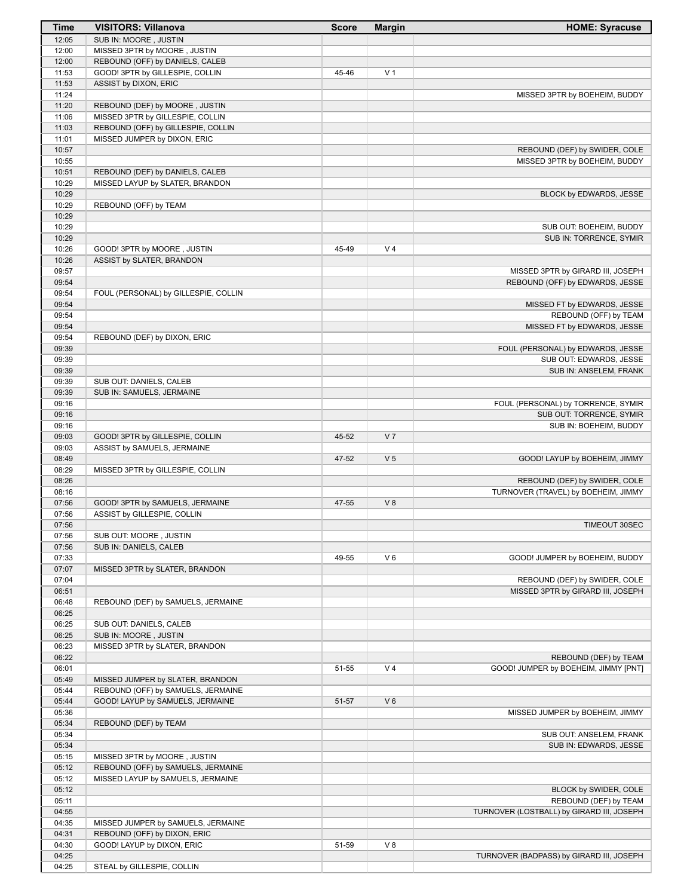| Time | VISITORS: Villanova | Score | Margin | HOME: Syracuse |
| --- | --- | --- | --- | --- |
| 12:05 | SUB IN: MOORE , JUSTIN | | | |
| 12:00 | MISSED 3PTR by MOORE , JUSTIN | | | |
| 12:00 | REBOUND (OFF) by DANIELS, CALEB | | | |
| 11:53 | GOOD! 3PTR by GILLESPIE, COLLIN | 45-46 | V 1 | |
| 11:53 | ASSIST by DIXON, ERIC | | | |
| 11:24 | | | | MISSED 3PTR by BOEHEIM, BUDDY |
| 11:20 | REBOUND (DEF) by MOORE , JUSTIN | | | |
| 11:06 | MISSED 3PTR by GILLESPIE, COLLIN | | | |
| 11:03 | REBOUND (OFF) by GILLESPIE, COLLIN | | | |
| 11:01 | MISSED JUMPER by DIXON, ERIC | | | |
| 10:57 | | | | REBOUND (DEF) by SWIDER, COLE |
| 10:55 | | | | MISSED 3PTR by BOEHEIM, BUDDY |
| 10:51 | REBOUND (DEF) by DANIELS, CALEB | | | |
| 10:29 | MISSED LAYUP by SLATER, BRANDON | | | |
| 10:29 | | | | BLOCK by EDWARDS, JESSE |
| 10:29 | REBOUND (OFF) by TEAM | | | |
| 10:29 | | | | |
| 10:29 | | | | SUB OUT: BOEHEIM, BUDDY |
| 10:29 | | | | SUB IN: TORRENCE, SYMIR |
| 10:26 | GOOD! 3PTR by MOORE , JUSTIN | 45-49 | V 4 | |
| 10:26 | ASSIST by SLATER, BRANDON | | | |
| 09:57 | | | | MISSED 3PTR by GIRARD III, JOSEPH |
| 09:54 | | | | REBOUND (OFF) by EDWARDS, JESSE |
| 09:54 | FOUL (PERSONAL) by GILLESPIE, COLLIN | | | |
| 09:54 | | | | MISSED FT by EDWARDS, JESSE |
| 09:54 | | | | REBOUND (OFF) by TEAM |
| 09:54 | | | | MISSED FT by EDWARDS, JESSE |
| 09:54 | REBOUND (DEF) by DIXON, ERIC | | | |
| 09:39 | | | | FOUL (PERSONAL) by EDWARDS, JESSE |
| 09:39 | | | | SUB OUT: EDWARDS, JESSE |
| 09:39 | | | | SUB IN: ANSELEM, FRANK |
| 09:39 | SUB OUT: DANIELS, CALEB | | | |
| 09:39 | SUB IN: SAMUELS, JERMAINE | | | |
| 09:16 | | | | FOUL (PERSONAL) by TORRENCE, SYMIR |
| 09:16 | | | | SUB OUT: TORRENCE, SYMIR |
| 09:16 | | | | SUB IN: BOEHEIM, BUDDY |
| 09:03 | GOOD! 3PTR by GILLESPIE, COLLIN | 45-52 | V 7 | |
| 09:03 | ASSIST by SAMUELS, JERMAINE | | | |
| 08:49 | | 47-52 | V 5 | GOOD! LAYUP by BOEHEIM, JIMMY |
| 08:29 | MISSED 3PTR by GILLESPIE, COLLIN | | | |
| 08:26 | | | | REBOUND (DEF) by SWIDER, COLE |
| 08:16 | | | | TURNOVER (TRAVEL) by BOEHEIM, JIMMY |
| 07:56 | GOOD! 3PTR by SAMUELS, JERMAINE | 47-55 | V 8 | |
| 07:56 | ASSIST by GILLESPIE, COLLIN | | | |
| 07:56 | | | | TIMEOUT 30SEC |
| 07:56 | SUB OUT: MOORE , JUSTIN | | | |
| 07:56 | SUB IN: DANIELS, CALEB | | | |
| 07:33 | | 49-55 | V 6 | GOOD! JUMPER by BOEHEIM, BUDDY |
| 07:07 | MISSED 3PTR by SLATER, BRANDON | | | |
| 07:04 | | | | REBOUND (DEF) by SWIDER, COLE |
| 06:51 | | | | MISSED 3PTR by GIRARD III, JOSEPH |
| 06:48 | REBOUND (DEF) by SAMUELS, JERMAINE | | | |
| 06:25 | | | | |
| 06:25 | SUB OUT: DANIELS, CALEB | | | |
| 06:25 | SUB IN: MOORE , JUSTIN | | | |
| 06:23 | MISSED 3PTR by SLATER, BRANDON | | | |
| 06:22 | | | | REBOUND (DEF) by TEAM |
| 06:01 | | 51-55 | V 4 | GOOD! JUMPER by BOEHEIM, JIMMY [PNT] |
| 05:49 | MISSED JUMPER by SLATER, BRANDON | | | |
| 05:44 | REBOUND (OFF) by SAMUELS, JERMAINE | | | |
| 05:44 | GOOD! LAYUP by SAMUELS, JERMAINE | 51-57 | V 6 | |
| 05:36 | | | | MISSED JUMPER by BOEHEIM, JIMMY |
| 05:34 | REBOUND (DEF) by TEAM | | | |
| 05:34 | | | | SUB OUT: ANSELEM, FRANK |
| 05:34 | | | | SUB IN: EDWARDS, JESSE |
| 05:15 | MISSED 3PTR by MOORE , JUSTIN | | | |
| 05:12 | REBOUND (OFF) by SAMUELS, JERMAINE | | | |
| 05:12 | MISSED LAYUP by SAMUELS, JERMAINE | | | |
| 05:12 | | | | BLOCK by SWIDER, COLE |
| 05:11 | | | | REBOUND (DEF) by TEAM |
| 04:55 | | | | TURNOVER (LOSTBALL) by GIRARD III, JOSEPH |
| 04:35 | MISSED JUMPER by SAMUELS, JERMAINE | | | |
| 04:31 | REBOUND (OFF) by DIXON, ERIC | | | |
| 04:30 | GOOD! LAYUP by DIXON, ERIC | 51-59 | V 8 | |
| 04:25 | | | | TURNOVER (BADPASS) by GIRARD III, JOSEPH |
| 04:25 | STEAL by GILLESPIE, COLLIN | | | |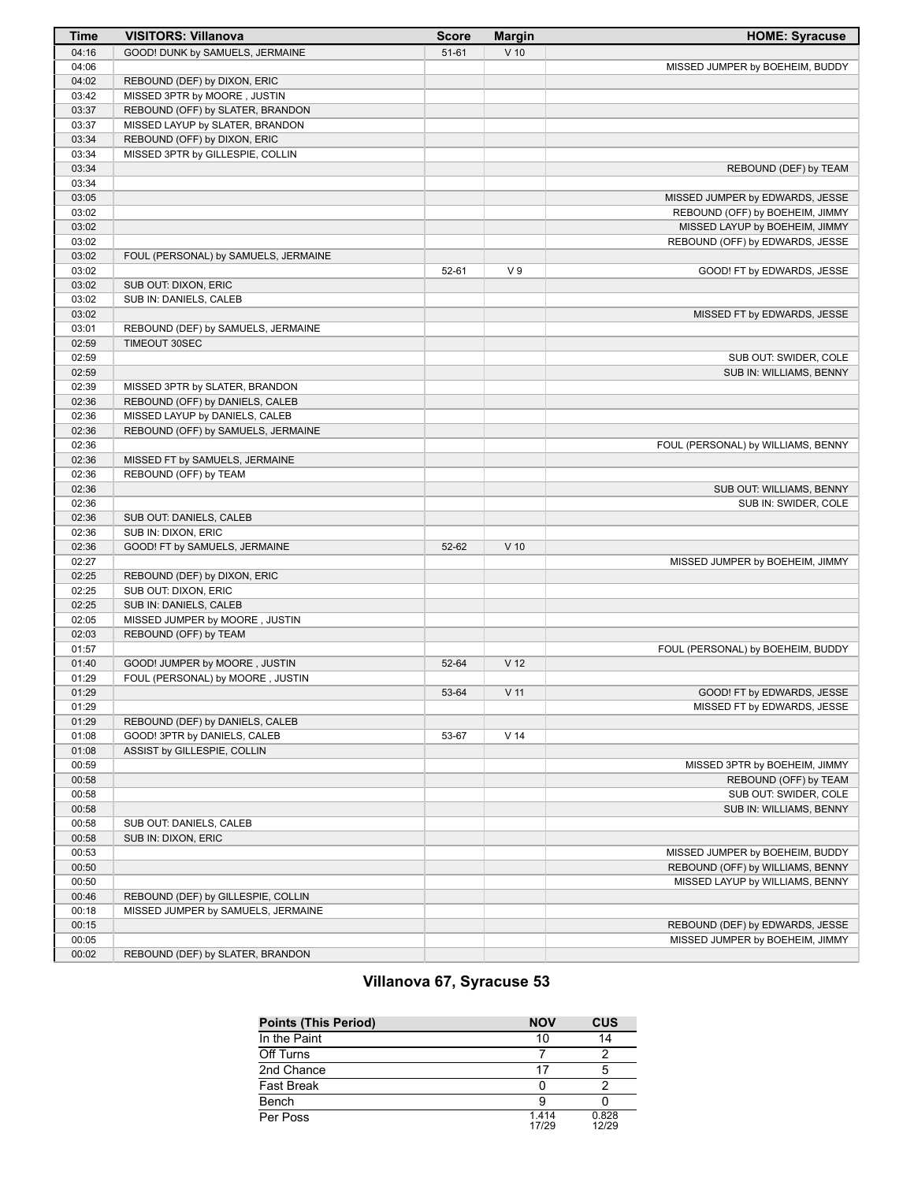| Time | VISITORS: Villanova | Score | Margin | HOME: Syracuse |
|---|---|---|---|---|
| 04:16 | GOOD! DUNK by SAMUELS, JERMAINE | 51-61 | V 10 | |
| 04:06 | | | | MISSED JUMPER by BOEHEIM, BUDDY |
| 04:02 | REBOUND (DEF) by DIXON, ERIC | | | |
| 03:42 | MISSED 3PTR by MOORE , JUSTIN | | | |
| 03:37 | REBOUND (OFF) by SLATER, BRANDON | | | |
| 03:37 | MISSED LAYUP by SLATER, BRANDON | | | |
| 03:34 | REBOUND (OFF) by DIXON, ERIC | | | |
| 03:34 | MISSED 3PTR by GILLESPIE, COLLIN | | | |
| 03:34 | | | | REBOUND (DEF) by TEAM |
| 03:34 | | | | |
| 03:05 | | | | MISSED JUMPER by EDWARDS, JESSE |
| 03:02 | | | | REBOUND (OFF) by BOEHEIM, JIMMY |
| 03:02 | | | | MISSED LAYUP by BOEHEIM, JIMMY |
| 03:02 | | | | REBOUND (OFF) by EDWARDS, JESSE |
| 03:02 | FOUL (PERSONAL) by SAMUELS, JERMAINE | | | |
| 03:02 | | 52-61 | V 9 | GOOD! FT by EDWARDS, JESSE |
| 03:02 | SUB OUT: DIXON, ERIC | | | |
| 03:02 | SUB IN: DANIELS, CALEB | | | |
| 03:02 | | | | MISSED FT by EDWARDS, JESSE |
| 03:01 | REBOUND (DEF) by SAMUELS, JERMAINE | | | |
| 02:59 | TIMEOUT 30SEC | | | |
| 02:59 | | | | SUB OUT: SWIDER, COLE |
| 02:59 | | | | SUB IN: WILLIAMS, BENNY |
| 02:39 | MISSED 3PTR by SLATER, BRANDON | | | |
| 02:36 | REBOUND (OFF) by DANIELS, CALEB | | | |
| 02:36 | MISSED LAYUP by DANIELS, CALEB | | | |
| 02:36 | REBOUND (OFF) by SAMUELS, JERMAINE | | | |
| 02:36 | | | | FOUL (PERSONAL) by WILLIAMS, BENNY |
| 02:36 | MISSED FT by SAMUELS, JERMAINE | | | |
| 02:36 | REBOUND (OFF) by TEAM | | | |
| 02:36 | | | | SUB OUT: WILLIAMS, BENNY |
| 02:36 | | | | SUB IN: SWIDER, COLE |
| 02:36 | SUB OUT: DANIELS, CALEB | | | |
| 02:36 | SUB IN: DIXON, ERIC | | | |
| 02:36 | GOOD! FT by SAMUELS, JERMAINE | 52-62 | V 10 | |
| 02:27 | | | | MISSED JUMPER by BOEHEIM, JIMMY |
| 02:25 | REBOUND (DEF) by DIXON, ERIC | | | |
| 02:25 | SUB OUT: DIXON, ERIC | | | |
| 02:25 | SUB IN: DANIELS, CALEB | | | |
| 02:05 | MISSED JUMPER by MOORE , JUSTIN | | | |
| 02:03 | REBOUND (OFF) by TEAM | | | |
| 01:57 | | | | FOUL (PERSONAL) by BOEHEIM, BUDDY |
| 01:40 | GOOD! JUMPER by MOORE , JUSTIN | 52-64 | V 12 | |
| 01:29 | FOUL (PERSONAL) by MOORE , JUSTIN | | | |
| 01:29 | | 53-64 | V 11 | GOOD! FT by EDWARDS, JESSE |
| 01:29 | | | | MISSED FT by EDWARDS, JESSE |
| 01:29 | REBOUND (DEF) by DANIELS, CALEB | | | |
| 01:08 | GOOD! 3PTR by DANIELS, CALEB | 53-67 | V 14 | |
| 01:08 | ASSIST by GILLESPIE, COLLIN | | | |
| 00:59 | | | | MISSED 3PTR by BOEHEIM, JIMMY |
| 00:58 | | | | REBOUND (OFF) by TEAM |
| 00:58 | | | | SUB OUT: SWIDER, COLE |
| 00:58 | | | | SUB IN: WILLIAMS, BENNY |
| 00:58 | SUB OUT: DANIELS, CALEB | | | |
| 00:58 | SUB IN: DIXON, ERIC | | | |
| 00:53 | | | | MISSED JUMPER by BOEHEIM, BUDDY |
| 00:50 | | | | REBOUND (OFF) by WILLIAMS, BENNY |
| 00:50 | | | | MISSED LAYUP by WILLIAMS, BENNY |
| 00:46 | REBOUND (DEF) by GILLESPIE, COLLIN | | | |
| 00:18 | MISSED JUMPER by SAMUELS, JERMAINE | | | |
| 00:15 | | | | REBOUND (DEF) by EDWARDS, JESSE |
| 00:05 | | | | MISSED JUMPER by BOEHEIM, JIMMY |
| 00:02 | REBOUND (DEF) by SLATER, BRANDON | | | |

## Villanova 67, Syracuse 53

| Points (This Period) | NOV | CUS |
|---|---|---|
| In the Paint | 10 | 14 |
| Off Turns | 7 | 2 |
| 2nd Chance | 17 | 5 |
| Fast Break | 0 | 2 |
| Bench | 9 | 0 |
| Per Poss | 1.414 17/29 | 0.828 12/29 |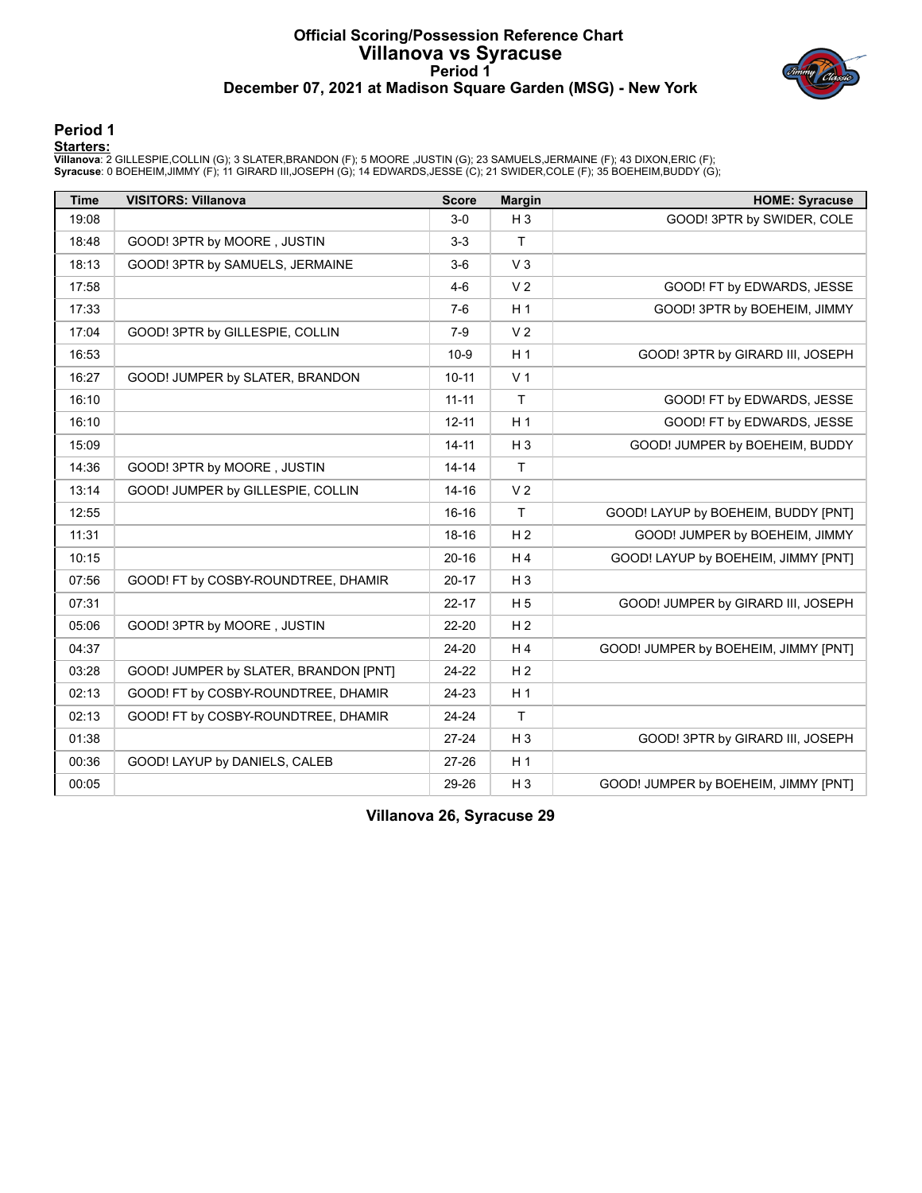# Official Scoring/Possession Reference Chart
## Villanova vs Syracuse
### Period 1
### December 07, 2021 at Madison Square Garden (MSG) - New York

## Period 1

**Starters:**

**Villanova**: 2 GILLESPIE,COLLIN (G); 3 SLATER,BRANDON (F); 5 MOORE ,JUSTIN (G); 23 SAMUELS,JERMAINE (F); 43 DIXON,ERIC (F);
**Syracuse**: 0 BOEHEIM,JIMMY (F); 11 GIRARD III,JOSEPH (G); 14 EDWARDS,JESSE (C); 21 SWIDER,COLE (F); 35 BOEHEIM,BUDDY (G);

| Time | VISITORS: Villanova | Score | Margin | HOME: Syracuse |
|---|---|---|---|---|
| 19:08 | | 3-0 | H 3 | GOOD! 3PTR by SWIDER, COLE |
| 18:48 | GOOD! 3PTR by MOORE , JUSTIN | 3-3 | T | |
| 18:13 | GOOD! 3PTR by SAMUELS, JERMAINE | 3-6 | V 3 | |
| 17:58 | | 4-6 | V 2 | GOOD! FT by EDWARDS, JESSE |
| 17:33 | | 7-6 | H 1 | GOOD! 3PTR by BOEHEIM, JIMMY |
| 17:04 | GOOD! 3PTR by GILLESPIE, COLLIN | 7-9 | V 2 | |
| 16:53 | | 10-9 | H 1 | GOOD! 3PTR by GIRARD III, JOSEPH |
| 16:27 | GOOD! JUMPER by SLATER, BRANDON | 10-11 | V 1 | |
| 16:10 | | 11-11 | T | GOOD! FT by EDWARDS, JESSE |
| 16:10 | | 12-11 | H 1 | GOOD! FT by EDWARDS, JESSE |
| 15:09 | | 14-11 | H 3 | GOOD! JUMPER by BOEHEIM, BUDDY |
| 14:36 | GOOD! 3PTR by MOORE , JUSTIN | 14-14 | T | |
| 13:14 | GOOD! JUMPER by GILLESPIE, COLLIN | 14-16 | V 2 | |
| 12:55 | | 16-16 | T | GOOD! LAYUP by BOEHEIM, BUDDY [PNT] |
| 11:31 | | 18-16 | H 2 | GOOD! JUMPER by BOEHEIM, JIMMY |
| 10:15 | | 20-16 | H 4 | GOOD! LAYUP by BOEHEIM, JIMMY [PNT] |
| 07:56 | GOOD! FT by COSBY-ROUNDTREE, DHAMIR | 20-17 | H 3 | |
| 07:31 | | 22-17 | H 5 | GOOD! JUMPER by GIRARD III, JOSEPH |
| 05:06 | GOOD! 3PTR by MOORE , JUSTIN | 22-20 | H 2 | |
| 04:37 | | 24-20 | H 4 | GOOD! JUMPER by BOEHEIM, JIMMY [PNT] |
| 03:28 | GOOD! JUMPER by SLATER, BRANDON [PNT] | 24-22 | H 2 | |
| 02:13 | GOOD! FT by COSBY-ROUNDTREE, DHAMIR | 24-23 | H 1 | |
| 02:13 | GOOD! FT by COSBY-ROUNDTREE, DHAMIR | 24-24 | T | |
| 01:38 | | 27-24 | H 3 | GOOD! 3PTR by GIRARD III, JOSEPH |
| 00:36 | GOOD! LAYUP by DANIELS, CALEB | 27-26 | H 1 | |
| 00:05 | | 29-26 | H 3 | GOOD! JUMPER by BOEHEIM, JIMMY [PNT] |

**Villanova 26, Syracuse 29**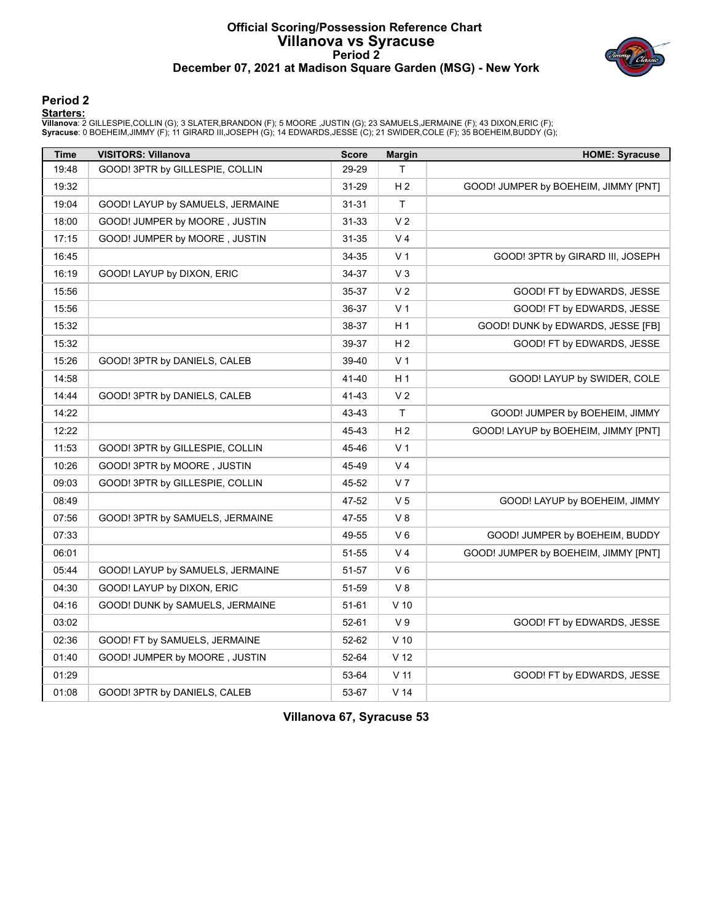# Official Scoring/Possession Reference Chart
## Villanova vs Syracuse
### Period 2
### December 07, 2021 at Madison Square Garden (MSG) - New York

## Period 2

**Starters:**

**Villanova**: 2 GILLESPIE,COLLIN (G); 3 SLATER,BRANDON (F); 5 MOORE ,JUSTIN (G); 23 SAMUELS,JERMAINE (F); 43 DIXON,ERIC (F);
**Syracuse**: 0 BOEHEIM,JIMMY (F); 11 GIRARD III,JOSEPH (G); 14 EDWARDS,JESSE (C); 21 SWIDER,COLE (F); 35 BOEHEIM,BUDDY (G);

| Time | VISITORS: Villanova | Score | Margin | HOME: Syracuse |
|---|---|---|---|---|
| 19:48 | GOOD! 3PTR by GILLESPIE, COLLIN | 29-29 | T | |
| 19:32 | | 31-29 | H 2 | GOOD! JUMPER by BOEHEIM, JIMMY [PNT] |
| 19:04 | GOOD! LAYUP by SAMUELS, JERMAINE | 31-31 | T | |
| 18:00 | GOOD! JUMPER by MOORE , JUSTIN | 31-33 | V 2 | |
| 17:15 | GOOD! JUMPER by MOORE , JUSTIN | 31-35 | V 4 | |
| 16:45 | | 34-35 | V 1 | GOOD! 3PTR by GIRARD III, JOSEPH |
| 16:19 | GOOD! LAYUP by DIXON, ERIC | 34-37 | V 3 | |
| 15:56 | | 35-37 | V 2 | GOOD! FT by EDWARDS, JESSE |
| 15:56 | | 36-37 | V 1 | GOOD! FT by EDWARDS, JESSE |
| 15:32 | | 38-37 | H 1 | GOOD! DUNK by EDWARDS, JESSE [FB] |
| 15:32 | | 39-37 | H 2 | GOOD! FT by EDWARDS, JESSE |
| 15:26 | GOOD! 3PTR by DANIELS, CALEB | 39-40 | V 1 | |
| 14:58 | | 41-40 | H 1 | GOOD! LAYUP by SWIDER, COLE |
| 14:44 | GOOD! 3PTR by DANIELS, CALEB | 41-43 | V 2 | |
| 14:22 | | 43-43 | T | GOOD! JUMPER by BOEHEIM, JIMMY |
| 12:22 | | 45-43 | H 2 | GOOD! LAYUP by BOEHEIM, JIMMY [PNT] |
| 11:53 | GOOD! 3PTR by GILLESPIE, COLLIN | 45-46 | V 1 | |
| 10:26 | GOOD! 3PTR by MOORE , JUSTIN | 45-49 | V 4 | |
| 09:03 | GOOD! 3PTR by GILLESPIE, COLLIN | 45-52 | V 7 | |
| 08:49 | | 47-52 | V 5 | GOOD! LAYUP by BOEHEIM, JIMMY |
| 07:56 | GOOD! 3PTR by SAMUELS, JERMAINE | 47-55 | V 8 | |
| 07:33 | | 49-55 | V 6 | GOOD! JUMPER by BOEHEIM, BUDDY |
| 06:01 | | 51-55 | V 4 | GOOD! JUMPER by BOEHEIM, JIMMY [PNT] |
| 05:44 | GOOD! LAYUP by SAMUELS, JERMAINE | 51-57 | V 6 | |
| 04:30 | GOOD! LAYUP by DIXON, ERIC | 51-59 | V 8 | |
| 04:16 | GOOD! DUNK by SAMUELS, JERMAINE | 51-61 | V 10 | |
| 03:02 | | 52-61 | V 9 | GOOD! FT by EDWARDS, JESSE |
| 02:36 | GOOD! FT by SAMUELS, JERMAINE | 52-62 | V 10 | |
| 01:40 | GOOD! JUMPER by MOORE , JUSTIN | 52-64 | V 12 | |
| 01:29 | | 53-64 | V 11 | GOOD! FT by EDWARDS, JESSE |
| 01:08 | GOOD! 3PTR by DANIELS, CALEB | 53-67 | V 14 | |

**Villanova 67, Syracuse 53**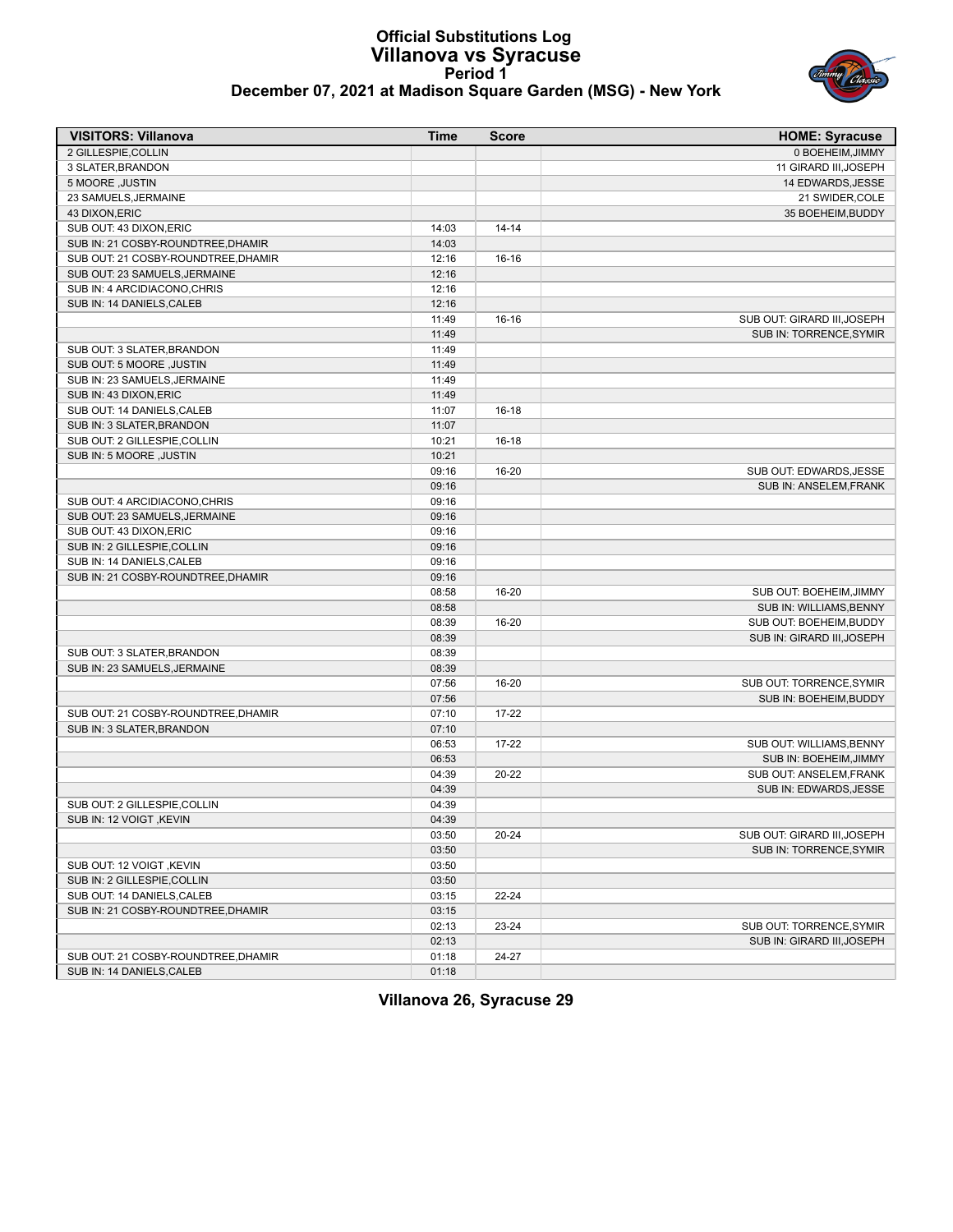# Official Substitutions Log
## Villanova vs Syracuse
### Period 1
### December 07, 2021 at Madison Square Garden (MSG) - New York

| VISITORS: Villanova | Time | Score | HOME: Syracuse |
|---|---|---|---|
| 2 GILLESPIE,COLLIN | | | 0 BOEHEIM,JIMMY |
| 3 SLATER,BRANDON | | | 11 GIRARD III,JOSEPH |
| 5 MOORE ,JUSTIN | | | 14 EDWARDS,JESSE |
| 23 SAMUELS,JERMAINE | | | 21 SWIDER,COLE |
| 43 DIXON,ERIC | | | 35 BOEHEIM,BUDDY |
| SUB OUT: 43 DIXON,ERIC | 14:03 | 14-14 | |
| SUB IN: 21 COSBY-ROUNDTREE,DHAMIR | 14:03 | | |
| SUB OUT: 21 COSBY-ROUNDTREE,DHAMIR | 12:16 | 16-16 | |
| SUB OUT: 23 SAMUELS,JERMAINE | 12:16 | | |
| SUB IN: 4 ARCIDIACONO,CHRIS | 12:16 | | |
| SUB IN: 14 DANIELS,CALEB | 12:16 | | |
| | 11:49 | 16-16 | SUB OUT: GIRARD III,JOSEPH |
| | 11:49 | | SUB IN: TORRENCE,SYMIR |
| SUB OUT: 3 SLATER,BRANDON | 11:49 | | |
| SUB OUT: 5 MOORE ,JUSTIN | 11:49 | | |
| SUB IN: 23 SAMUELS,JERMAINE | 11:49 | | |
| SUB IN: 43 DIXON,ERIC | 11:49 | | |
| SUB OUT: 14 DANIELS,CALEB | 11:07 | 16-18 | |
| SUB IN: 3 SLATER,BRANDON | 11:07 | | |
| SUB OUT: 2 GILLESPIE,COLLIN | 10:21 | 16-18 | |
| SUB IN: 5 MOORE ,JUSTIN | 10:21 | | |
| | 09:16 | 16-20 | SUB OUT: EDWARDS,JESSE |
| | 09:16 | | SUB IN: ANSELEM,FRANK |
| SUB OUT: 4 ARCIDIACONO,CHRIS | 09:16 | | |
| SUB OUT: 23 SAMUELS,JERMAINE | 09:16 | | |
| SUB OUT: 43 DIXON,ERIC | 09:16 | | |
| SUB IN: 2 GILLESPIE,COLLIN | 09:16 | | |
| SUB IN: 14 DANIELS,CALEB | 09:16 | | |
| SUB IN: 21 COSBY-ROUNDTREE,DHAMIR | 09:16 | | |
| | 08:58 | 16-20 | SUB OUT: BOEHEIM,JIMMY |
| | 08:58 | | SUB IN: WILLIAMS,BENNY |
| | 08:39 | 16-20 | SUB OUT: BOEHEIM,BUDDY |
| | 08:39 | | SUB IN: GIRARD III,JOSEPH |
| SUB OUT: 3 SLATER,BRANDON | 08:39 | | |
| SUB IN: 23 SAMUELS,JERMAINE | 08:39 | | |
| | 07:56 | 16-20 | SUB OUT: TORRENCE,SYMIR |
| | 07:56 | | SUB IN: BOEHEIM,BUDDY |
| SUB OUT: 21 COSBY-ROUNDTREE,DHAMIR | 07:10 | 17-22 | |
| SUB IN: 3 SLATER,BRANDON | 07:10 | | |
| | 06:53 | 17-22 | SUB OUT: WILLIAMS,BENNY |
| | 06:53 | | SUB IN: BOEHEIM,JIMMY |
| | 04:39 | 20-22 | SUB OUT: ANSELEM,FRANK |
| | 04:39 | | SUB IN: EDWARDS,JESSE |
| SUB OUT: 2 GILLESPIE,COLLIN | 04:39 | | |
| SUB IN: 12 VOIGT ,KEVIN | 04:39 | | |
| | 03:50 | 20-24 | SUB OUT: GIRARD III,JOSEPH |
| | 03:50 | | SUB IN: TORRENCE,SYMIR |
| SUB OUT: 12 VOIGT ,KEVIN | 03:50 | | |
| SUB IN: 2 GILLESPIE,COLLIN | 03:50 | | |
| SUB OUT: 14 DANIELS,CALEB | 03:15 | 22-24 | |
| SUB IN: 21 COSBY-ROUNDTREE,DHAMIR | 03:15 | | |
| | 02:13 | 23-24 | SUB OUT: TORRENCE,SYMIR |
| | 02:13 | | SUB IN: GIRARD III,JOSEPH |
| SUB OUT: 21 COSBY-ROUNDTREE,DHAMIR | 01:18 | 24-27 | |
| SUB IN: 14 DANIELS,CALEB | 01:18 | | |

**Villanova 26, Syracuse 29**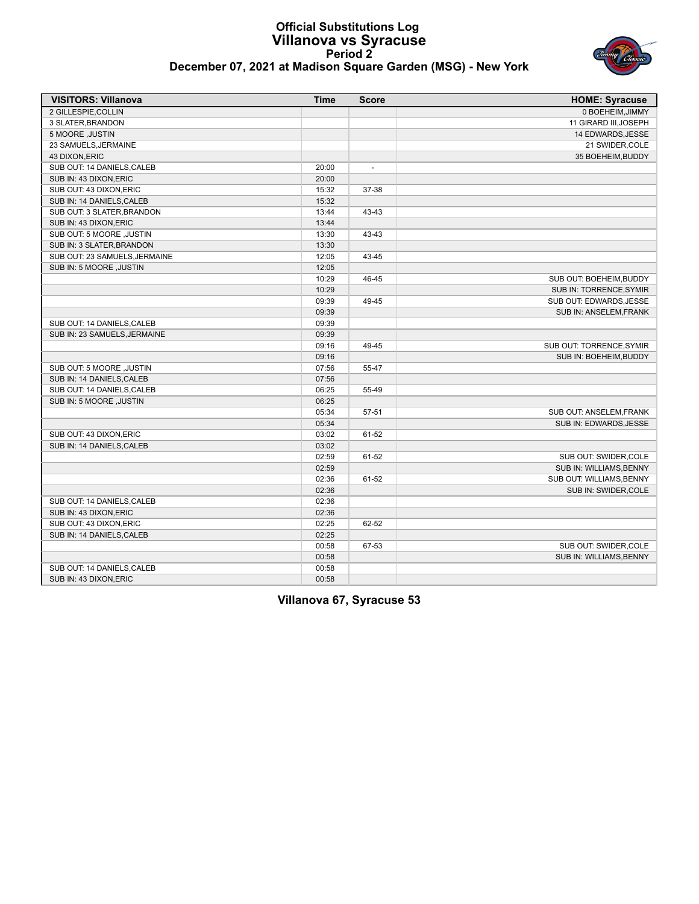# Official Substitutions Log
## Villanova vs Syracuse
### Period 2
### December 07, 2021 at Madison Square Garden (MSG) - New York

| VISITORS: Villanova | Time | Score | HOME: Syracuse |
|---|---|---|---|
| 2 GILLESPIE,COLLIN | | | 0 BOEHEIM,JIMMY |
| 3 SLATER,BRANDON | | | 11 GIRARD III,JOSEPH |
| 5 MOORE ,JUSTIN | | | 14 EDWARDS,JESSE |
| 23 SAMUELS,JERMAINE | | | 21 SWIDER,COLE |
| 43 DIXON,ERIC | | | 35 BOEHEIM,BUDDY |
| SUB OUT: 14 DANIELS,CALEB | 20:00 | - | |
| SUB IN: 43 DIXON,ERIC | 20:00 | | |
| SUB OUT: 43 DIXON,ERIC | 15:32 | 37-38 | |
| SUB IN: 14 DANIELS,CALEB | 15:32 | | |
| SUB OUT: 3 SLATER,BRANDON | 13:44 | 43-43 | |
| SUB IN: 43 DIXON,ERIC | 13:44 | | |
| SUB OUT: 5 MOORE ,JUSTIN | 13:30 | 43-43 | |
| SUB IN: 3 SLATER,BRANDON | 13:30 | | |
| SUB OUT: 23 SAMUELS,JERMAINE | 12:05 | 43-45 | |
| SUB IN: 5 MOORE ,JUSTIN | 12:05 | | |
| | 10:29 | 46-45 | SUB OUT: BOEHEIM,BUDDY |
| | 10:29 | | SUB IN: TORRENCE,SYMIR |
| | 09:39 | 49-45 | SUB OUT: EDWARDS,JESSE |
| | 09:39 | | SUB IN: ANSELEM,FRANK |
| SUB OUT: 14 DANIELS,CALEB | 09:39 | | |
| SUB IN: 23 SAMUELS,JERMAINE | 09:39 | | |
| | 09:16 | 49-45 | SUB OUT: TORRENCE,SYMIR |
| | 09:16 | | SUB IN: BOEHEIM,BUDDY |
| SUB OUT: 5 MOORE ,JUSTIN | 07:56 | 55-47 | |
| SUB IN: 14 DANIELS,CALEB | 07:56 | | |
| SUB OUT: 14 DANIELS,CALEB | 06:25 | 55-49 | |
| SUB IN: 5 MOORE ,JUSTIN | 06:25 | | |
| | 05:34 | 57-51 | SUB OUT: ANSELEM,FRANK |
| | 05:34 | | SUB IN: EDWARDS,JESSE |
| SUB OUT: 43 DIXON,ERIC | 03:02 | 61-52 | |
| SUB IN: 14 DANIELS,CALEB | 03:02 | | |
| | 02:59 | 61-52 | SUB OUT: SWIDER,COLE |
| | 02:59 | | SUB IN: WILLIAMS,BENNY |
| | 02:36 | 61-52 | SUB OUT: WILLIAMS,BENNY |
| | 02:36 | | SUB IN: SWIDER,COLE |
| SUB OUT: 14 DANIELS,CALEB | 02:36 | | |
| SUB IN: 43 DIXON,ERIC | 02:36 | | |
| SUB OUT: 43 DIXON,ERIC | 02:25 | 62-52 | |
| SUB IN: 14 DANIELS,CALEB | 02:25 | | |
| | 00:58 | 67-53 | SUB OUT: SWIDER,COLE |
| | 00:58 | | SUB IN: WILLIAMS,BENNY |
| SUB OUT: 14 DANIELS,CALEB | 00:58 | | |
| SUB IN: 43 DIXON,ERIC | 00:58 | | |

**Villanova 67, Syracuse 53**